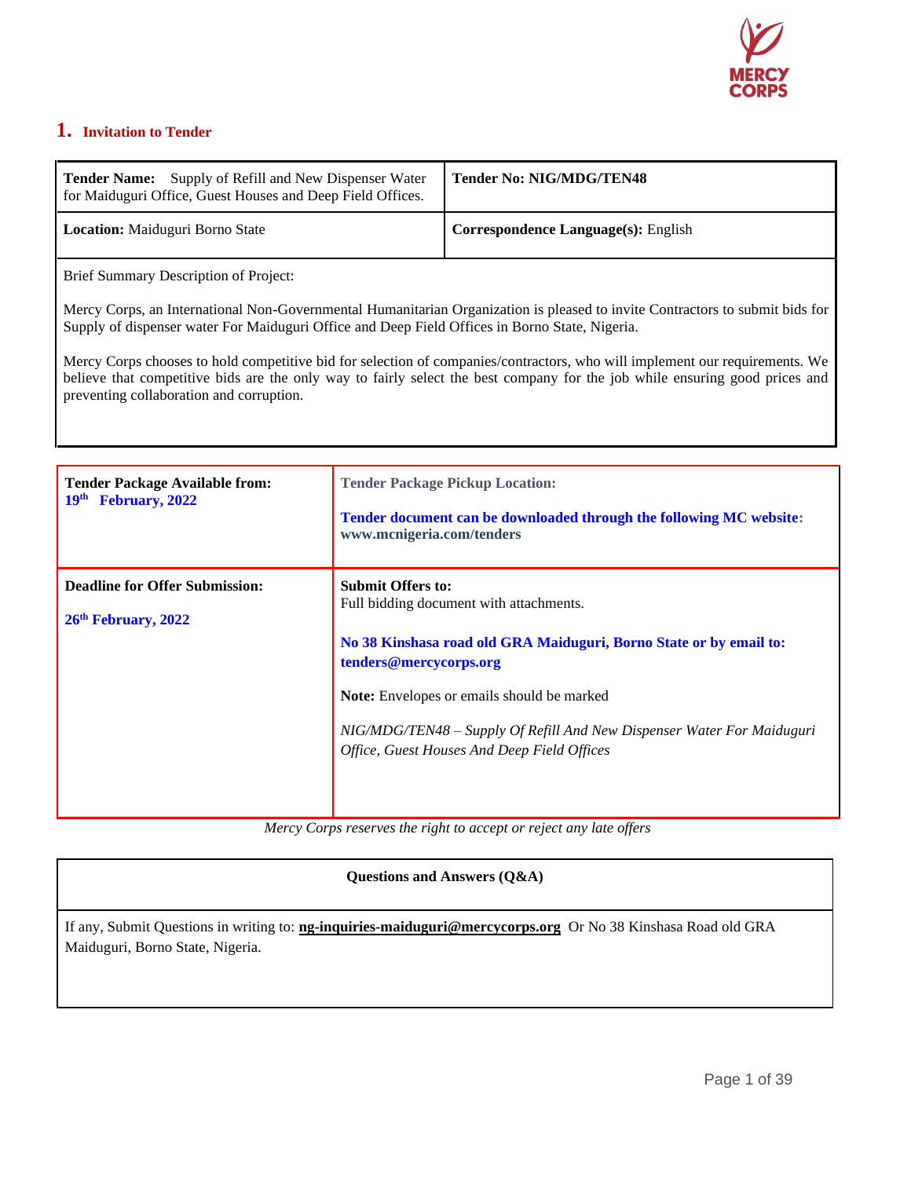# 1. Invitation to Tender

| **Tender Name:** Supply of Refill and New Dispenser Water for Maiduguri Office, Guest Houses and Deep Field Offices. | **Tender No: NIG/MDG/TEN48** |
|---|---|
| **Location:** Maiduguri Borno State | **Correspondence Language(s):** English |

Brief Summary Description of Project:

Mercy Corps, an International Non-Governmental Humanitarian Organization is pleased to invite Contractors to submit bids for Supply of dispenser water For Maiduguri Office and Deep Field Offices in Borno State, Nigeria.

Mercy Corps chooses to hold competitive bid for selection of companies/contractors, who will implement our requirements. We believe that competitive bids are the only way to fairly select the best company for the job while ensuring good prices and preventing collaboration and corruption.

| **Tender Package Available from:** **19th February, 2022** | **Tender Package Pickup Location:** **Tender document can be downloaded through the following MC website: www.mcnigeria.com/tenders** |
|---|---|
| **Deadline for Offer Submission:** **26th February, 2022** | **Submit Offers to:** Full bidding document with attachments. **No 38 Kinshasa road old GRA Maiduguri, Borno State or by email to: tenders@mercycorps.org** **Note:** Envelopes or emails should be marked *NIG/MDG/TEN48 – Supply Of Refill And New Dispenser Water For Maiduguri Office, Guest Houses And Deep Field Offices* |

*Mercy Corps reserves the right to accept or reject any late offers*

| **Questions and Answers (Q&A)** |
|---|
| If any, Submit Questions in writing to: **ng-inquiries-maiduguri@mercycorps.org** Or No 38 Kinshasa Road old GRA Maiduguri, Borno State, Nigeria. |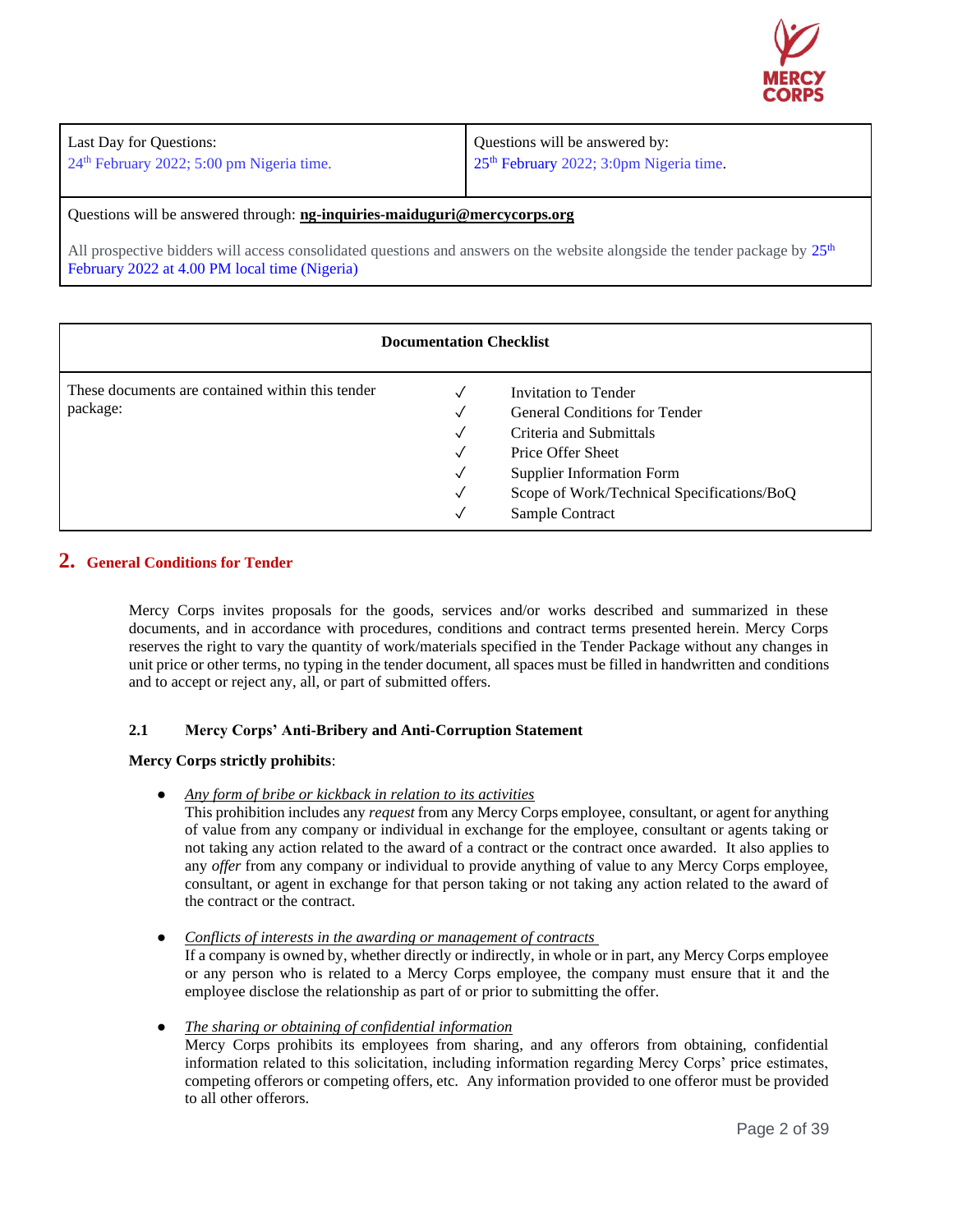| Last Day for Questions: 24th February 2022; 5:00 pm Nigeria time. | Questions will be answered by: 25th February 2022; 3:0pm Nigeria time. |
|---|---|
| Questions will be answered through: **ng-inquiries-maiduguri@mercycorps.org** All prospective bidders will access consolidated questions and answers on the website alongside the tender package by 25th February 2022 at 4.00 PM local time (Nigeria) | |

| Documentation Checklist | | |
|---|---|---|
| These documents are contained within this tender package: | ✓ | Invitation to Tender |
| | ✓ | General Conditions for Tender |
| | ✓ | Criteria and Submittals |
| | ✓ | Price Offer Sheet |
| | ✓ | Supplier Information Form |
| | ✓ | Scope of Work/Technical Specifications/BoQ |
| | ✓ | Sample Contract |

## 2. General Conditions for Tender

Mercy Corps invites proposals for the goods, services and/or works described and summarized in these documents, and in accordance with procedures, conditions and contract terms presented herein. Mercy Corps reserves the right to vary the quantity of work/materials specified in the Tender Package without any changes in unit price or other terms, no typing in the tender document, all spaces must be filled in handwritten and conditions and to accept or reject any, all, or part of submitted offers.

### 2.1 Mercy Corps' Anti-Bribery and Anti-Corruption Statement

**Mercy Corps strictly prohibits**:

- *Any form of bribe or kickback in relation to its activities*
  This prohibition includes any *request* from any Mercy Corps employee, consultant, or agent for anything of value from any company or individual in exchange for the employee, consultant or agents taking or not taking any action related to the award of a contract or the contract once awarded. It also applies to any *offer* from any company or individual to provide anything of value to any Mercy Corps employee, consultant, or agent in exchange for that person taking or not taking any action related to the award of the contract or the contract.

- *Conflicts of interests in the awarding or management of contracts*
  If a company is owned by, whether directly or indirectly, in whole or in part, any Mercy Corps employee or any person who is related to a Mercy Corps employee, the company must ensure that it and the employee disclose the relationship as part of or prior to submitting the offer.

- *The sharing or obtaining of confidential information*
  Mercy Corps prohibits its employees from sharing, and any offerors from obtaining, confidential information related to this solicitation, including information regarding Mercy Corps' price estimates, competing offerors or competing offers, etc. Any information provided to one offeror must be provided to all other offerors.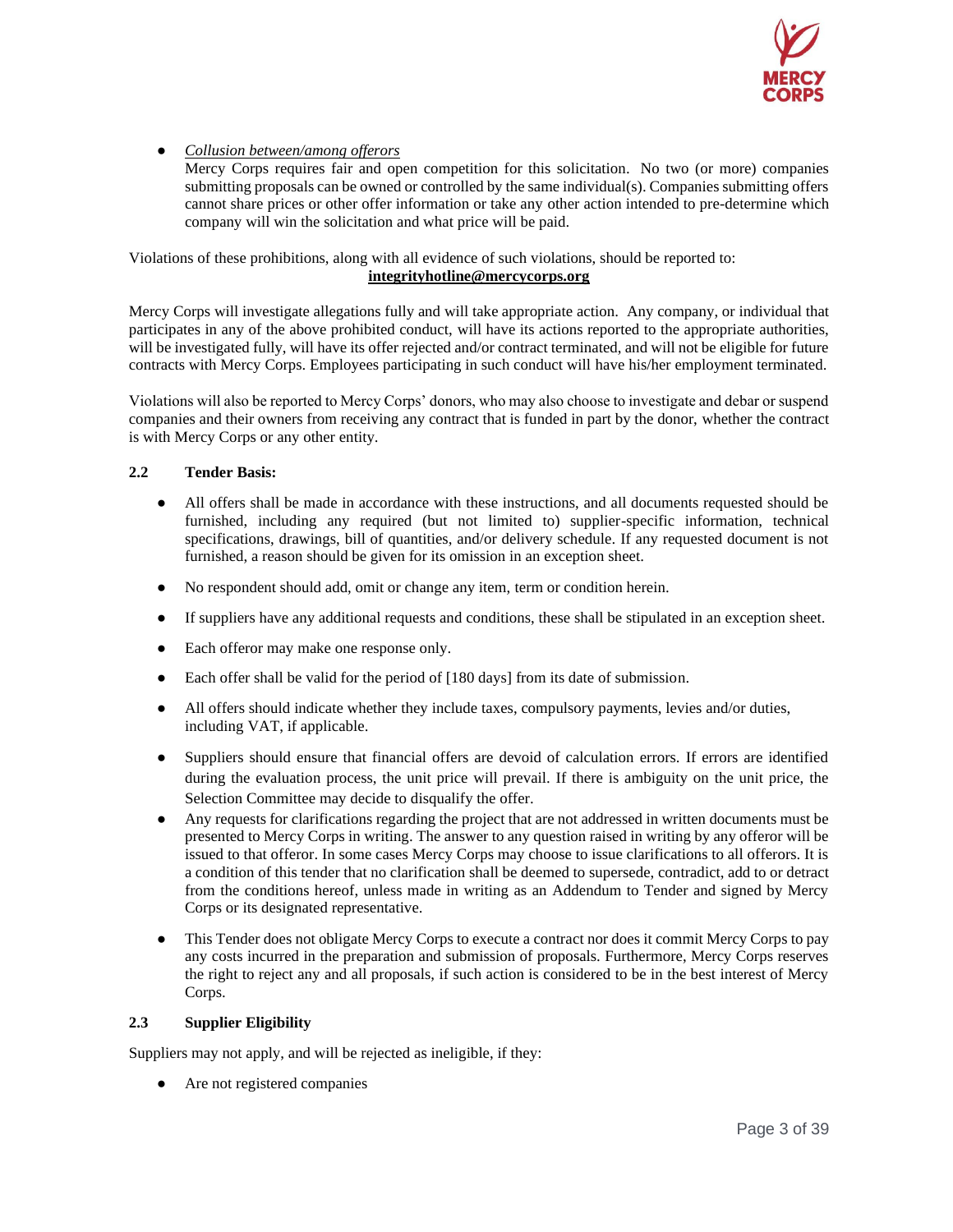- *Collusion between/among offerors*

  Mercy Corps requires fair and open competition for this solicitation. No two (or more) companies submitting proposals can be owned or controlled by the same individual(s). Companies submitting offers cannot share prices or other offer information or take any other action intended to pre-determine which company will win the solicitation and what price will be paid.

Violations of these prohibitions, along with all evidence of such violations, should be reported to:
**integrityhotline@mercycorps.org**

Mercy Corps will investigate allegations fully and will take appropriate action. Any company, or individual that participates in any of the above prohibited conduct, will have its actions reported to the appropriate authorities, will be investigated fully, will have its offer rejected and/or contract terminated, and will not be eligible for future contracts with Mercy Corps. Employees participating in such conduct will have his/her employment terminated.

Violations will also be reported to Mercy Corps' donors, who may also choose to investigate and debar or suspend companies and their owners from receiving any contract that is funded in part by the donor, whether the contract is with Mercy Corps or any other entity.

### 2.2 Tender Basis:

- All offers shall be made in accordance with these instructions, and all documents requested should be furnished, including any required (but not limited to) supplier-specific information, technical specifications, drawings, bill of quantities, and/or delivery schedule. If any requested document is not furnished, a reason should be given for its omission in an exception sheet.
- No respondent should add, omit or change any item, term or condition herein.
- If suppliers have any additional requests and conditions, these shall be stipulated in an exception sheet.
- Each offeror may make one response only.
- Each offer shall be valid for the period of [180 days] from its date of submission.
- All offers should indicate whether they include taxes, compulsory payments, levies and/or duties, including VAT, if applicable.
- Suppliers should ensure that financial offers are devoid of calculation errors. If errors are identified during the evaluation process, the unit price will prevail. If there is ambiguity on the unit price, the Selection Committee may decide to disqualify the offer.
- Any requests for clarifications regarding the project that are not addressed in written documents must be presented to Mercy Corps in writing. The answer to any question raised in writing by any offeror will be issued to that offeror. In some cases Mercy Corps may choose to issue clarifications to all offerors. It is a condition of this tender that no clarification shall be deemed to supersede, contradict, add to or detract from the conditions hereof, unless made in writing as an Addendum to Tender and signed by Mercy Corps or its designated representative.
- This Tender does not obligate Mercy Corps to execute a contract nor does it commit Mercy Corps to pay any costs incurred in the preparation and submission of proposals. Furthermore, Mercy Corps reserves the right to reject any and all proposals, if such action is considered to be in the best interest of Mercy Corps.

### 2.3 Supplier Eligibility

Suppliers may not apply, and will be rejected as ineligible, if they:

- Are not registered companies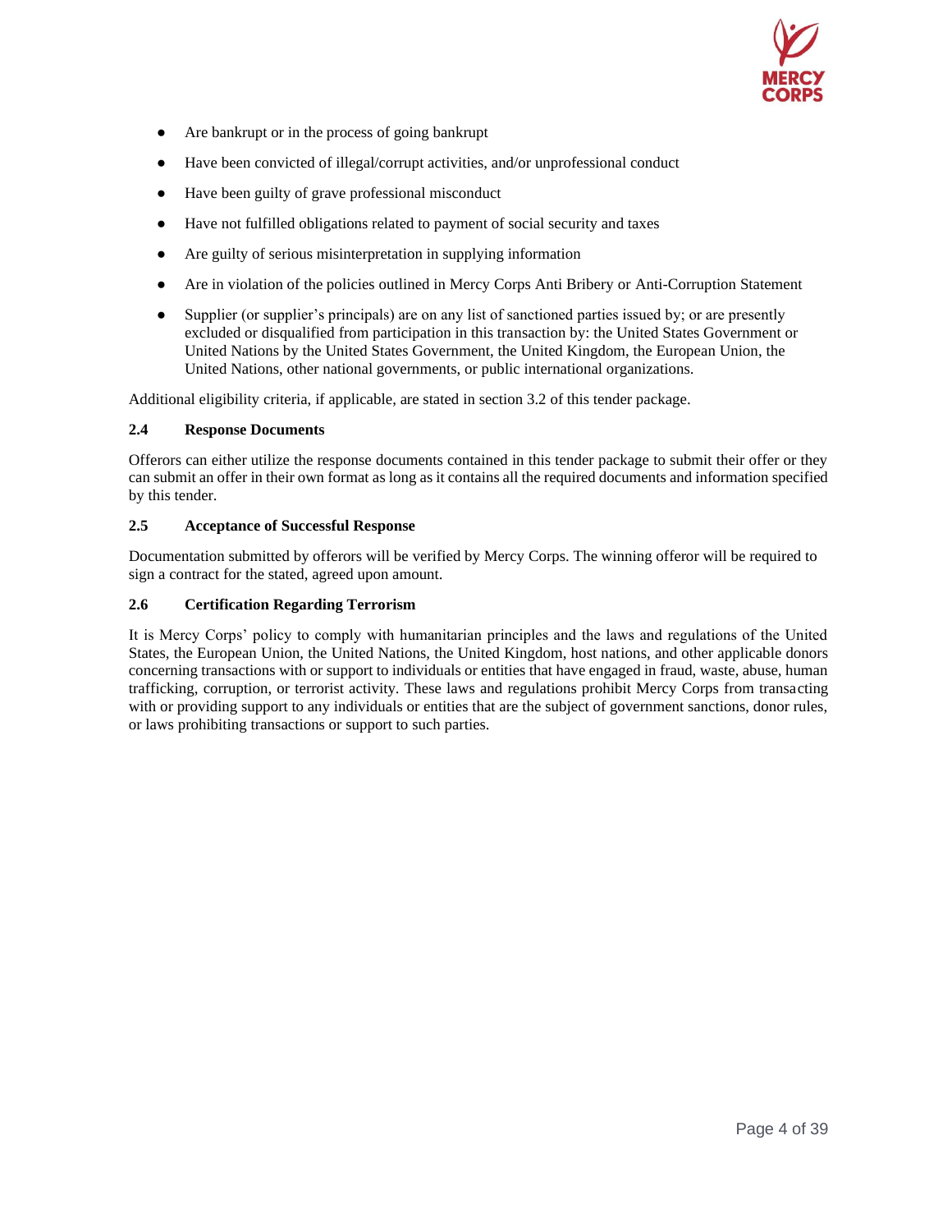- Are bankrupt or in the process of going bankrupt
- Have been convicted of illegal/corrupt activities, and/or unprofessional conduct
- Have been guilty of grave professional misconduct
- Have not fulfilled obligations related to payment of social security and taxes
- Are guilty of serious misinterpretation in supplying information
- Are in violation of the policies outlined in Mercy Corps Anti Bribery or Anti-Corruption Statement
- Supplier (or supplier's principals) are on any list of sanctioned parties issued by; or are presently excluded or disqualified from participation in this transaction by: the United States Government or United Nations by the United States Government, the United Kingdom, the European Union, the United Nations, other national governments, or public international organizations.

Additional eligibility criteria, if applicable, are stated in section 3.2 of this tender package.

### 2.4 Response Documents

Offerors can either utilize the response documents contained in this tender package to submit their offer or they can submit an offer in their own format as long as it contains all the required documents and information specified by this tender.

### 2.5 Acceptance of Successful Response

Documentation submitted by offerors will be verified by Mercy Corps. The winning offeror will be required to sign a contract for the stated, agreed upon amount.

### 2.6 Certification Regarding Terrorism

It is Mercy Corps' policy to comply with humanitarian principles and the laws and regulations of the United States, the European Union, the United Nations, the United Kingdom, host nations, and other applicable donors concerning transactions with or support to individuals or entities that have engaged in fraud, waste, abuse, human trafficking, corruption, or terrorist activity. These laws and regulations prohibit Mercy Corps from transacting with or providing support to any individuals or entities that are the subject of government sanctions, donor rules, or laws prohibiting transactions or support to such parties.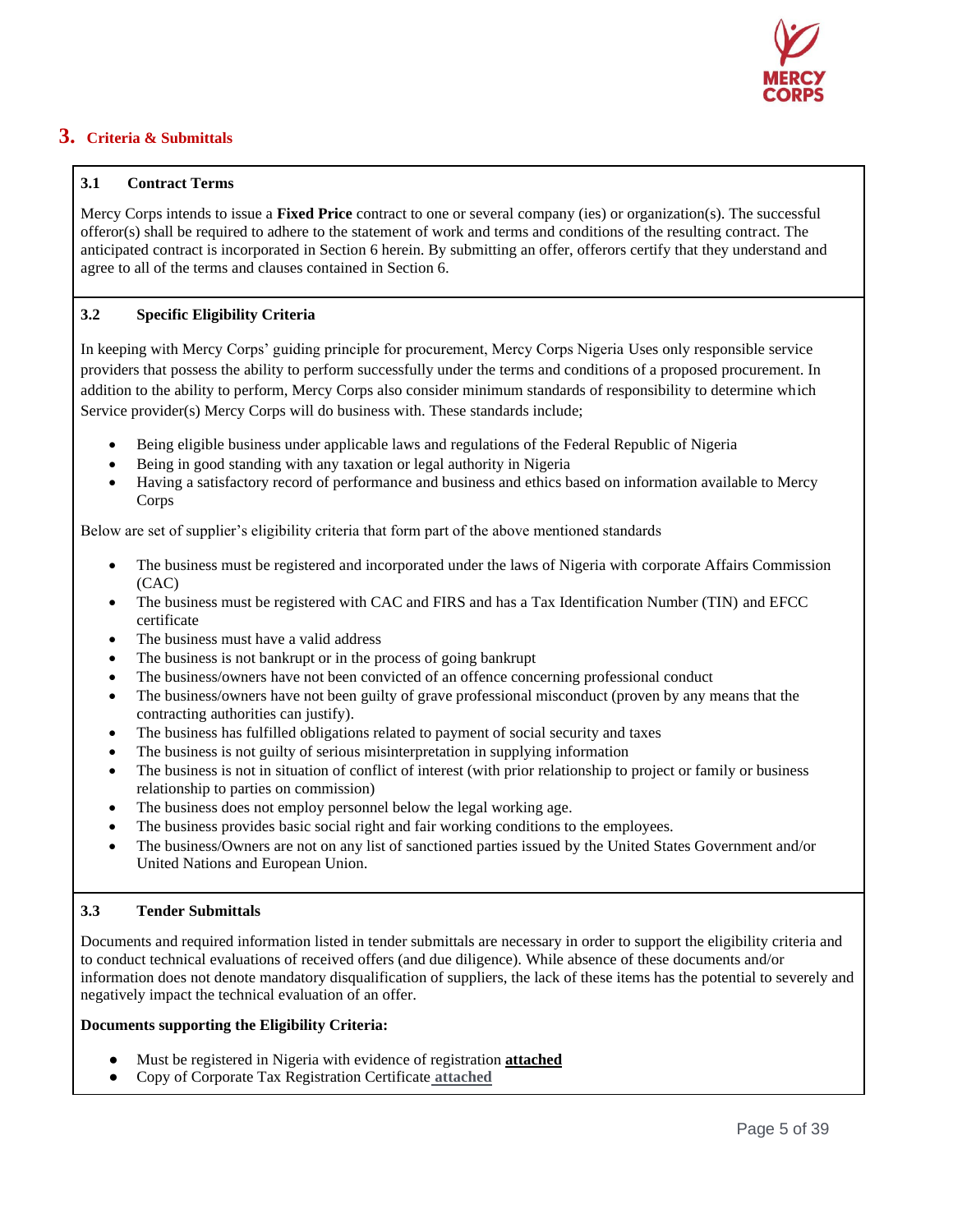## 3. Criteria & Submittals

### 3.1 Contract Terms

Mercy Corps intends to issue a **Fixed Price** contract to one or several company (ies) or organization(s). The successful offeror(s) shall be required to adhere to the statement of work and terms and conditions of the resulting contract. The anticipated contract is incorporated in Section 6 herein. By submitting an offer, offerors certify that they understand and agree to all of the terms and clauses contained in Section 6.

### 3.2 Specific Eligibility Criteria

In keeping with Mercy Corps' guiding principle for procurement, Mercy Corps Nigeria Uses only responsible service providers that possess the ability to perform successfully under the terms and conditions of a proposed procurement. In addition to the ability to perform, Mercy Corps also consider minimum standards of responsibility to determine which Service provider(s) Mercy Corps will do business with. These standards include;

- Being eligible business under applicable laws and regulations of the Federal Republic of Nigeria
- Being in good standing with any taxation or legal authority in Nigeria
- Having a satisfactory record of performance and business and ethics based on information available to Mercy Corps

Below are set of supplier's eligibility criteria that form part of the above mentioned standards

- The business must be registered and incorporated under the laws of Nigeria with corporate Affairs Commission (CAC)
- The business must be registered with CAC and FIRS and has a Tax Identification Number (TIN) and EFCC certificate
- The business must have a valid address
- The business is not bankrupt or in the process of going bankrupt
- The business/owners have not been convicted of an offence concerning professional conduct
- The business/owners have not been guilty of grave professional misconduct (proven by any means that the contracting authorities can justify).
- The business has fulfilled obligations related to payment of social security and taxes
- The business is not guilty of serious misinterpretation in supplying information
- The business is not in situation of conflict of interest (with prior relationship to project or family or business relationship to parties on commission)
- The business does not employ personnel below the legal working age.
- The business provides basic social right and fair working conditions to the employees.
- The business/Owners are not on any list of sanctioned parties issued by the United States Government and/or United Nations and European Union.

### 3.3 Tender Submittals

Documents and required information listed in tender submittals are necessary in order to support the eligibility criteria and to conduct technical evaluations of received offers (and due diligence). While absence of these documents and/or information does not denote mandatory disqualification of suppliers, the lack of these items has the potential to severely and negatively impact the technical evaluation of an offer.

**Documents supporting the Eligibility Criteria:**

- Must be registered in Nigeria with evidence of registration **attached**
- Copy of Corporate Tax Registration Certificate **attached**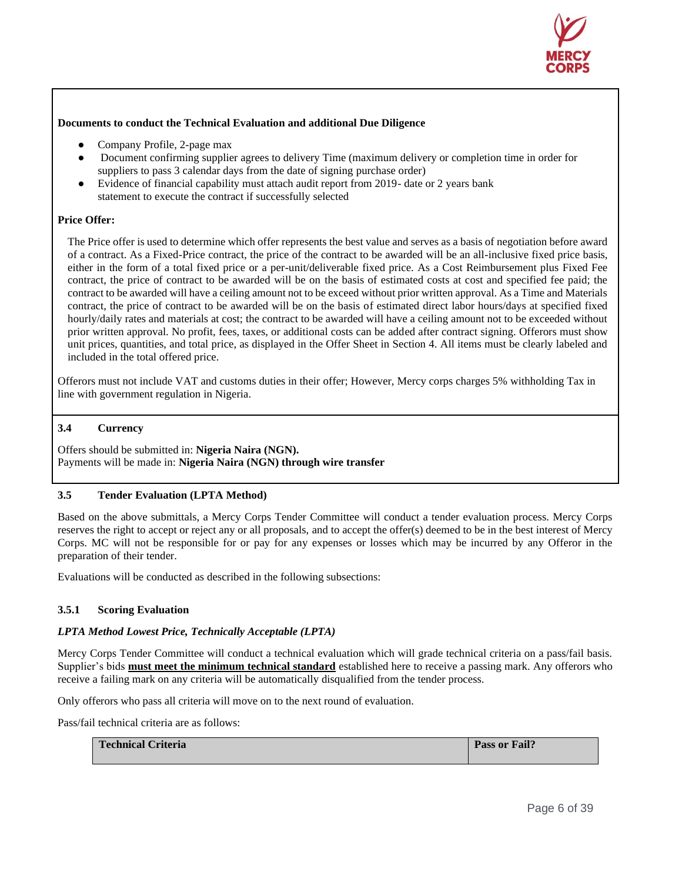**Documents to conduct the Technical Evaluation and additional Due Diligence**

- Company Profile, 2-page max
- Document confirming supplier agrees to delivery Time (maximum delivery or completion time in order for suppliers to pass 3 calendar days from the date of signing purchase order)
- Evidence of financial capability must attach audit report from 2019- date or 2 years bank statement to execute the contract if successfully selected

**Price Offer:**

The Price offer is used to determine which offer represents the best value and serves as a basis of negotiation before award of a contract. As a Fixed-Price contract, the price of the contract to be awarded will be an all-inclusive fixed price basis, either in the form of a total fixed price or a per-unit/deliverable fixed price. As a Cost Reimbursement plus Fixed Fee contract, the price of contract to be awarded will be on the basis of estimated costs at cost and specified fee paid; the contract to be awarded will have a ceiling amount not to be exceed without prior written approval. As a Time and Materials contract, the price of contract to be awarded will be on the basis of estimated direct labor hours/days at specified fixed hourly/daily rates and materials at cost; the contract to be awarded will have a ceiling amount not to be exceeded without prior written approval. No profit, fees, taxes, or additional costs can be added after contract signing. Offerors must show unit prices, quantities, and total price, as displayed in the Offer Sheet in Section 4. All items must be clearly labeled and included in the total offered price.

Offerors must not include VAT and customs duties in their offer; However, Mercy corps charges 5% withholding Tax in line with government regulation in Nigeria.

### 3.4 Currency

Offers should be submitted in: **Nigeria Naira (NGN).**
Payments will be made in: **Nigeria Naira (NGN) through wire transfer**

### 3.5 Tender Evaluation (LPTA Method)

Based on the above submittals, a Mercy Corps Tender Committee will conduct a tender evaluation process. Mercy Corps reserves the right to accept or reject any or all proposals, and to accept the offer(s) deemed to be in the best interest of Mercy Corps. MC will not be responsible for or pay for any expenses or losses which may be incurred by any Offeror in the preparation of their tender.

Evaluations will be conducted as described in the following subsections:

#### 3.5.1 Scoring Evaluation

***LPTA Method Lowest Price, Technically Acceptable (LPTA)***

Mercy Corps Tender Committee will conduct a technical evaluation which will grade technical criteria on a pass/fail basis. Supplier's bids **must meet the minimum technical standard** established here to receive a passing mark. Any offerors who receive a failing mark on any criteria will be automatically disqualified from the tender process.

Only offerors who pass all criteria will move on to the next round of evaluation.

Pass/fail technical criteria are as follows:

| Technical Criteria | Pass or Fail? |
|---|---|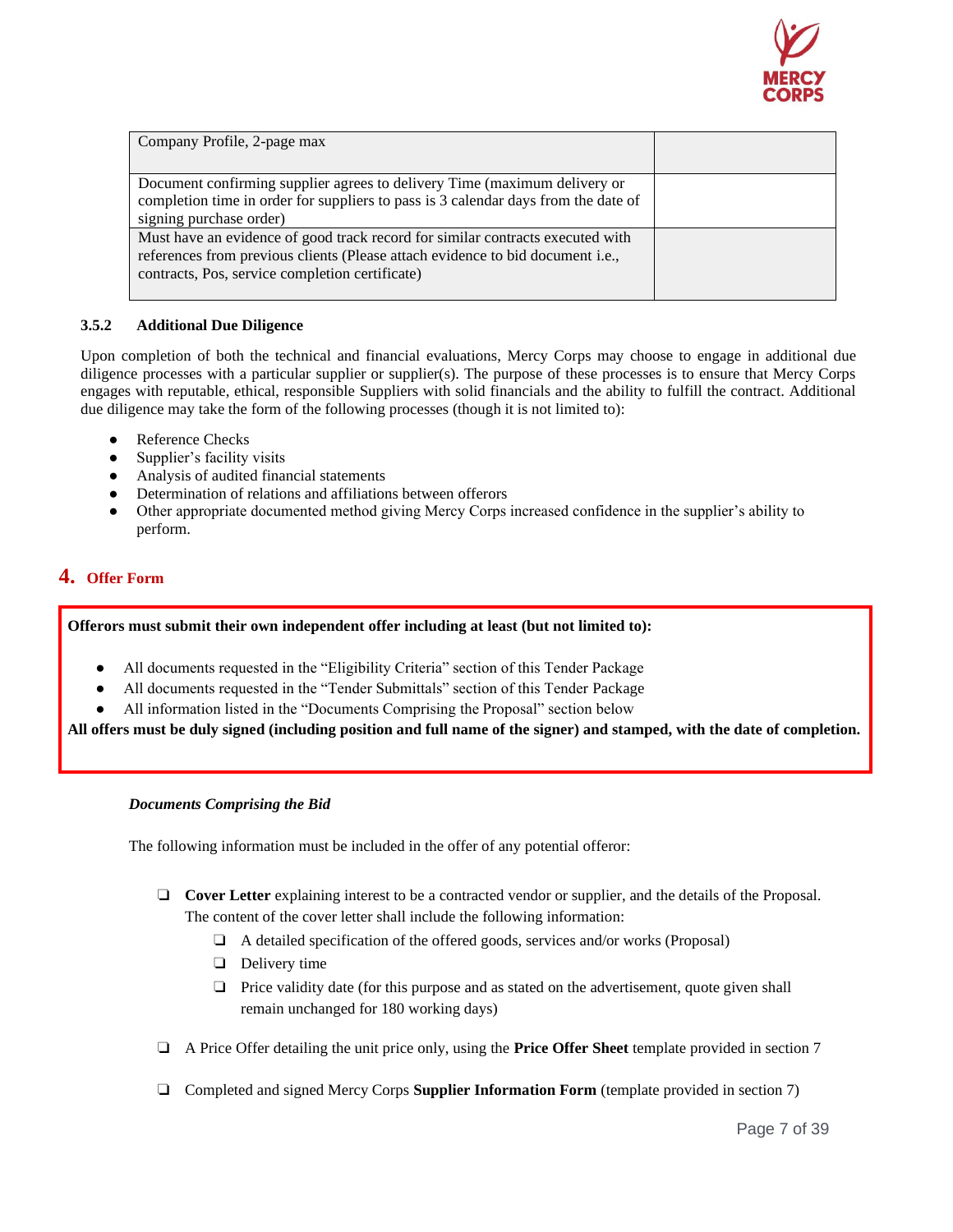| | |
|---|---|
| Company Profile, 2-page max | |
| Document confirming supplier agrees to delivery Time (maximum delivery or completion time in order for suppliers to pass is 3 calendar days from the date of signing purchase order) | |
| Must have an evidence of good track record for similar contracts executed with references from previous clients (Please attach evidence to bid document i.e., contracts, Pos, service completion certificate) | |

### 3.5.2 Additional Due Diligence

Upon completion of both the technical and financial evaluations, Mercy Corps may choose to engage in additional due diligence processes with a particular supplier or supplier(s). The purpose of these processes is to ensure that Mercy Corps engages with reputable, ethical, responsible Suppliers with solid financials and the ability to fulfill the contract. Additional due diligence may take the form of the following processes (though it is not limited to):

- Reference Checks
- Supplier's facility visits
- Analysis of audited financial statements
- Determination of relations and affiliations between offerors
- Other appropriate documented method giving Mercy Corps increased confidence in the supplier's ability to perform.

## 4. Offer Form

**Offerors must submit their own independent offer including at least (but not limited to):**

- All documents requested in the "Eligibility Criteria" section of this Tender Package
- All documents requested in the "Tender Submittals" section of this Tender Package
- All information listed in the "Documents Comprising the Proposal" section below

**All offers must be duly signed (including position and full name of the signer) and stamped, with the date of completion.**

***Documents Comprising the Bid***

The following information must be included in the offer of any potential offeror:

- ❏ **Cover Letter** explaining interest to be a contracted vendor or supplier, and the details of the Proposal. The content of the cover letter shall include the following information:
  - ❏ A detailed specification of the offered goods, services and/or works (Proposal)
  - ❏ Delivery time
  - ❏ Price validity date (for this purpose and as stated on the advertisement, quote given shall remain unchanged for 180 working days)
- ❏ A Price Offer detailing the unit price only, using the **Price Offer Sheet** template provided in section 7
- ❏ Completed and signed Mercy Corps **Supplier Information Form** (template provided in section 7)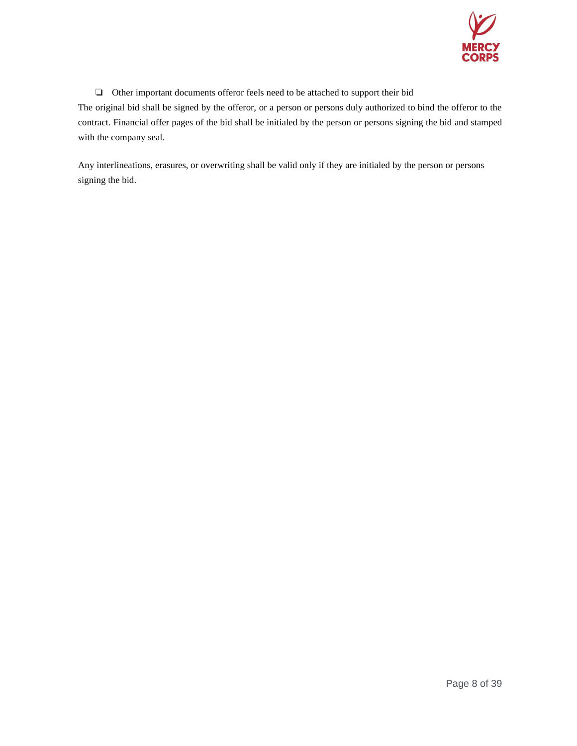- [ ] Other important documents offeror feels need to be attached to support their bid

The original bid shall be signed by the offeror, or a person or persons duly authorized to bind the offeror to the contract. Financial offer pages of the bid shall be initialed by the person or persons signing the bid and stamped with the company seal.

Any interlineations, erasures, or overwriting shall be valid only if they are initialed by the person or persons signing the bid.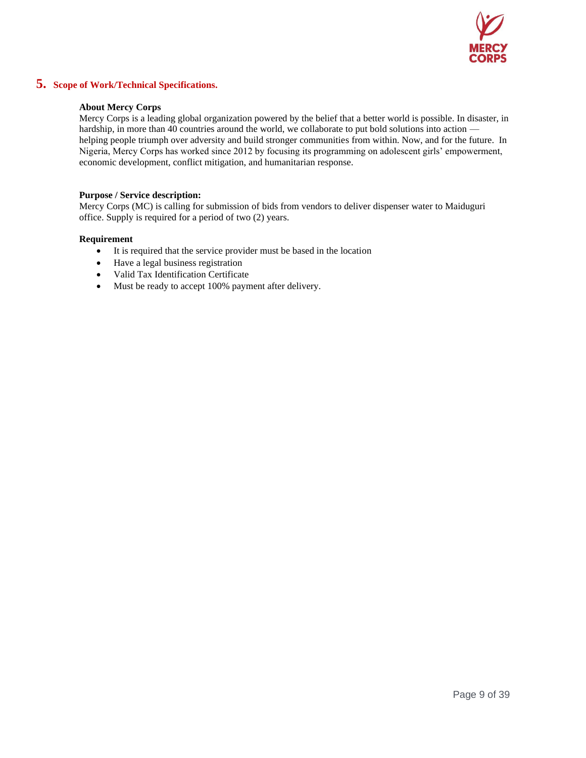## 5. Scope of Work/Technical Specifications.

**About Mercy Corps**
Mercy Corps is a leading global organization powered by the belief that a better world is possible. In disaster, in hardship, in more than 40 countries around the world, we collaborate to put bold solutions into action — helping people triumph over adversity and build stronger communities from within. Now, and for the future. In Nigeria, Mercy Corps has worked since 2012 by focusing its programming on adolescent girls' empowerment, economic development, conflict mitigation, and humanitarian response.

**Purpose / Service description:**
Mercy Corps (MC) is calling for submission of bids from vendors to deliver dispenser water to Maiduguri office. Supply is required for a period of two (2) years.

**Requirement**

- It is required that the service provider must be based in the location
- Have a legal business registration
- Valid Tax Identification Certificate
- Must be ready to accept 100% payment after delivery.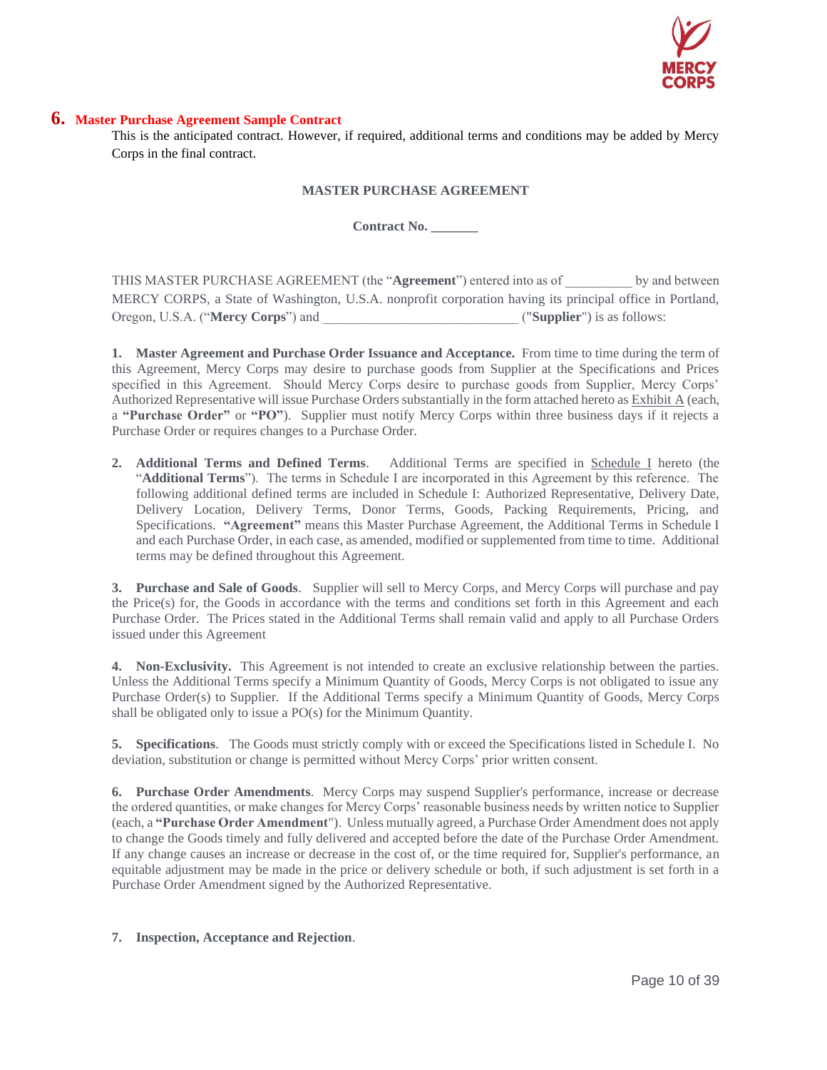## 6. Master Purchase Agreement Sample Contract

This is the anticipated contract. However, if required, additional terms and conditions may be added by Mercy Corps in the final contract.

**MASTER PURCHASE AGREEMENT**

**Contract No. _______**

THIS MASTER PURCHASE AGREEMENT (the "**Agreement**") entered into as of __________ by and between MERCY CORPS, a State of Washington, U.S.A. nonprofit corporation having its principal office in Portland, Oregon, U.S.A. ("**Mercy Corps**") and ____________________________ ("**Supplier**") is as follows:

**1. Master Agreement and Purchase Order Issuance and Acceptance.** From time to time during the term of this Agreement, Mercy Corps may desire to purchase goods from Supplier at the Specifications and Prices specified in this Agreement. Should Mercy Corps desire to purchase goods from Supplier, Mercy Corps' Authorized Representative will issue Purchase Orders substantially in the form attached hereto as Exhibit A (each, a **"Purchase Order"** or **"PO"**). Supplier must notify Mercy Corps within three business days if it rejects a Purchase Order or requires changes to a Purchase Order.

**2. Additional Terms and Defined Terms**. Additional Terms are specified in Schedule I hereto (the "**Additional Terms**"). The terms in Schedule I are incorporated in this Agreement by this reference. The following additional defined terms are included in Schedule I: Authorized Representative, Delivery Date, Delivery Location, Delivery Terms, Donor Terms, Goods, Packing Requirements, Pricing, and Specifications. **"Agreement"** means this Master Purchase Agreement, the Additional Terms in Schedule I and each Purchase Order, in each case, as amended, modified or supplemented from time to time. Additional terms may be defined throughout this Agreement.

**3. Purchase and Sale of Goods**. Supplier will sell to Mercy Corps, and Mercy Corps will purchase and pay the Price(s) for, the Goods in accordance with the terms and conditions set forth in this Agreement and each Purchase Order. The Prices stated in the Additional Terms shall remain valid and apply to all Purchase Orders issued under this Agreement

**4. Non-Exclusivity.** This Agreement is not intended to create an exclusive relationship between the parties. Unless the Additional Terms specify a Minimum Quantity of Goods, Mercy Corps is not obligated to issue any Purchase Order(s) to Supplier. If the Additional Terms specify a Minimum Quantity of Goods, Mercy Corps shall be obligated only to issue a PO(s) for the Minimum Quantity.

**5. Specifications**. The Goods must strictly comply with or exceed the Specifications listed in Schedule I. No deviation, substitution or change is permitted without Mercy Corps' prior written consent.

**6. Purchase Order Amendments**. Mercy Corps may suspend Supplier's performance, increase or decrease the ordered quantities, or make changes for Mercy Corps' reasonable business needs by written notice to Supplier (each, a **"Purchase Order Amendment"**). Unless mutually agreed, a Purchase Order Amendment does not apply to change the Goods timely and fully delivered and accepted before the date of the Purchase Order Amendment. If any change causes an increase or decrease in the cost of, or the time required for, Supplier's performance, an equitable adjustment may be made in the price or delivery schedule or both, if such adjustment is set forth in a Purchase Order Amendment signed by the Authorized Representative.

**7. Inspection, Acceptance and Rejection**.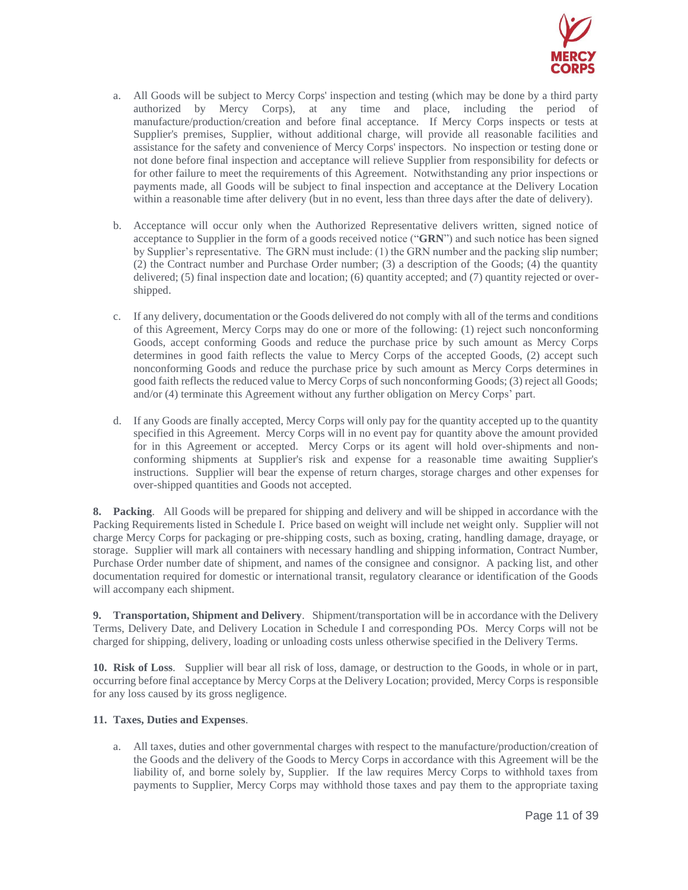a. All Goods will be subject to Mercy Corps' inspection and testing (which may be done by a third party authorized by Mercy Corps), at any time and place, including the period of manufacture/production/creation and before final acceptance. If Mercy Corps inspects or tests at Supplier's premises, Supplier, without additional charge, will provide all reasonable facilities and assistance for the safety and convenience of Mercy Corps' inspectors. No inspection or testing done or not done before final inspection and acceptance will relieve Supplier from responsibility for defects or for other failure to meet the requirements of this Agreement. Notwithstanding any prior inspections or payments made, all Goods will be subject to final inspection and acceptance at the Delivery Location within a reasonable time after delivery (but in no event, less than three days after the date of delivery).

b. Acceptance will occur only when the Authorized Representative delivers written, signed notice of acceptance to Supplier in the form of a goods received notice ("**GRN**") and such notice has been signed by Supplier's representative. The GRN must include: (1) the GRN number and the packing slip number; (2) the Contract number and Purchase Order number; (3) a description of the Goods; (4) the quantity delivered; (5) final inspection date and location; (6) quantity accepted; and (7) quantity rejected or over-shipped.

c. If any delivery, documentation or the Goods delivered do not comply with all of the terms and conditions of this Agreement, Mercy Corps may do one or more of the following: (1) reject such nonconforming Goods, accept conforming Goods and reduce the purchase price by such amount as Mercy Corps determines in good faith reflects the value to Mercy Corps of the accepted Goods, (2) accept such nonconforming Goods and reduce the purchase price by such amount as Mercy Corps determines in good faith reflects the reduced value to Mercy Corps of such nonconforming Goods; (3) reject all Goods; and/or (4) terminate this Agreement without any further obligation on Mercy Corps' part.

d. If any Goods are finally accepted, Mercy Corps will only pay for the quantity accepted up to the quantity specified in this Agreement. Mercy Corps will in no event pay for quantity above the amount provided for in this Agreement or accepted. Mercy Corps or its agent will hold over-shipments and non-conforming shipments at Supplier's risk and expense for a reasonable time awaiting Supplier's instructions. Supplier will bear the expense of return charges, storage charges and other expenses for over-shipped quantities and Goods not accepted.

**8. Packing**. All Goods will be prepared for shipping and delivery and will be shipped in accordance with the Packing Requirements listed in Schedule I. Price based on weight will include net weight only. Supplier will not charge Mercy Corps for packaging or pre-shipping costs, such as boxing, crating, handling damage, drayage, or storage. Supplier will mark all containers with necessary handling and shipping information, Contract Number, Purchase Order number date of shipment, and names of the consignee and consignor. A packing list, and other documentation required for domestic or international transit, regulatory clearance or identification of the Goods will accompany each shipment.

**9. Transportation, Shipment and Delivery**. Shipment/transportation will be in accordance with the Delivery Terms, Delivery Date, and Delivery Location in Schedule I and corresponding POs. Mercy Corps will not be charged for shipping, delivery, loading or unloading costs unless otherwise specified in the Delivery Terms.

**10. Risk of Loss**. Supplier will bear all risk of loss, damage, or destruction to the Goods, in whole or in part, occurring before final acceptance by Mercy Corps at the Delivery Location; provided, Mercy Corps is responsible for any loss caused by its gross negligence.

**11. Taxes, Duties and Expenses**.

a. All taxes, duties and other governmental charges with respect to the manufacture/production/creation of the Goods and the delivery of the Goods to Mercy Corps in accordance with this Agreement will be the liability of, and borne solely by, Supplier. If the law requires Mercy Corps to withhold taxes from payments to Supplier, Mercy Corps may withhold those taxes and pay them to the appropriate taxing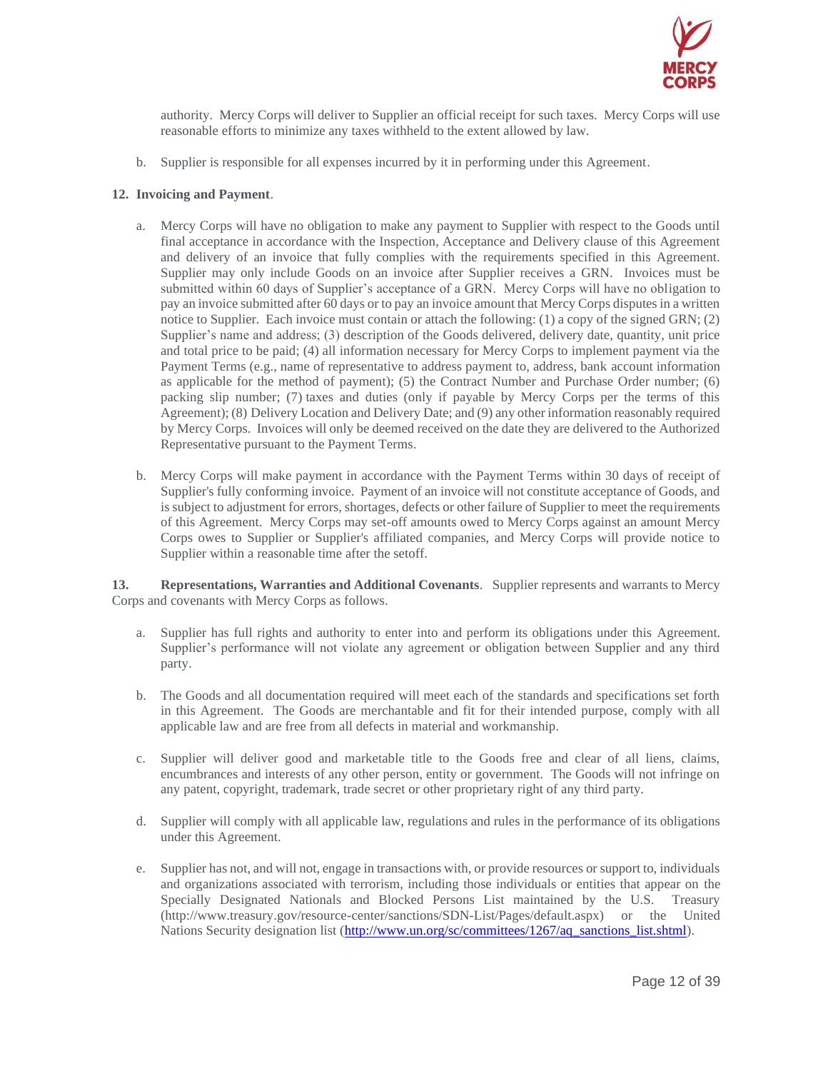authority. Mercy Corps will deliver to Supplier an official receipt for such taxes. Mercy Corps will use reasonable efforts to minimize any taxes withheld to the extent allowed by law.

b. Supplier is responsible for all expenses incurred by it in performing under this Agreement.

**12. Invoicing and Payment**.

a. Mercy Corps will have no obligation to make any payment to Supplier with respect to the Goods until final acceptance in accordance with the Inspection, Acceptance and Delivery clause of this Agreement and delivery of an invoice that fully complies with the requirements specified in this Agreement. Supplier may only include Goods on an invoice after Supplier receives a GRN. Invoices must be submitted within 60 days of Supplier's acceptance of a GRN. Mercy Corps will have no obligation to pay an invoice submitted after 60 days or to pay an invoice amount that Mercy Corps disputes in a written notice to Supplier. Each invoice must contain or attach the following: (1) a copy of the signed GRN; (2) Supplier's name and address; (3) description of the Goods delivered, delivery date, quantity, unit price and total price to be paid; (4) all information necessary for Mercy Corps to implement payment via the Payment Terms (e.g., name of representative to address payment to, address, bank account information as applicable for the method of payment); (5) the Contract Number and Purchase Order number; (6) packing slip number; (7) taxes and duties (only if payable by Mercy Corps per the terms of this Agreement); (8) Delivery Location and Delivery Date; and (9) any other information reasonably required by Mercy Corps. Invoices will only be deemed received on the date they are delivered to the Authorized Representative pursuant to the Payment Terms.

b. Mercy Corps will make payment in accordance with the Payment Terms within 30 days of receipt of Supplier's fully conforming invoice. Payment of an invoice will not constitute acceptance of Goods, and is subject to adjustment for errors, shortages, defects or other failure of Supplier to meet the requirements of this Agreement. Mercy Corps may set-off amounts owed to Mercy Corps against an amount Mercy Corps owes to Supplier or Supplier's affiliated companies, and Mercy Corps will provide notice to Supplier within a reasonable time after the setoff.

**13. Representations, Warranties and Additional Covenants**. Supplier represents and warrants to Mercy Corps and covenants with Mercy Corps as follows.

a. Supplier has full rights and authority to enter into and perform its obligations under this Agreement. Supplier's performance will not violate any agreement or obligation between Supplier and any third party.

b. The Goods and all documentation required will meet each of the standards and specifications set forth in this Agreement. The Goods are merchantable and fit for their intended purpose, comply with all applicable law and are free from all defects in material and workmanship.

c. Supplier will deliver good and marketable title to the Goods free and clear of all liens, claims, encumbrances and interests of any other person, entity or government. The Goods will not infringe on any patent, copyright, trademark, trade secret or other proprietary right of any third party.

d. Supplier will comply with all applicable law, regulations and rules in the performance of its obligations under this Agreement.

e. Supplier has not, and will not, engage in transactions with, or provide resources or support to, individuals and organizations associated with terrorism, including those individuals or entities that appear on the Specially Designated Nationals and Blocked Persons List maintained by the U.S. Treasury (http://www.treasury.gov/resource-center/sanctions/SDN-List/Pages/default.aspx) or the United Nations Security designation list (http://www.un.org/sc/committees/1267/aq_sanctions_list.shtml).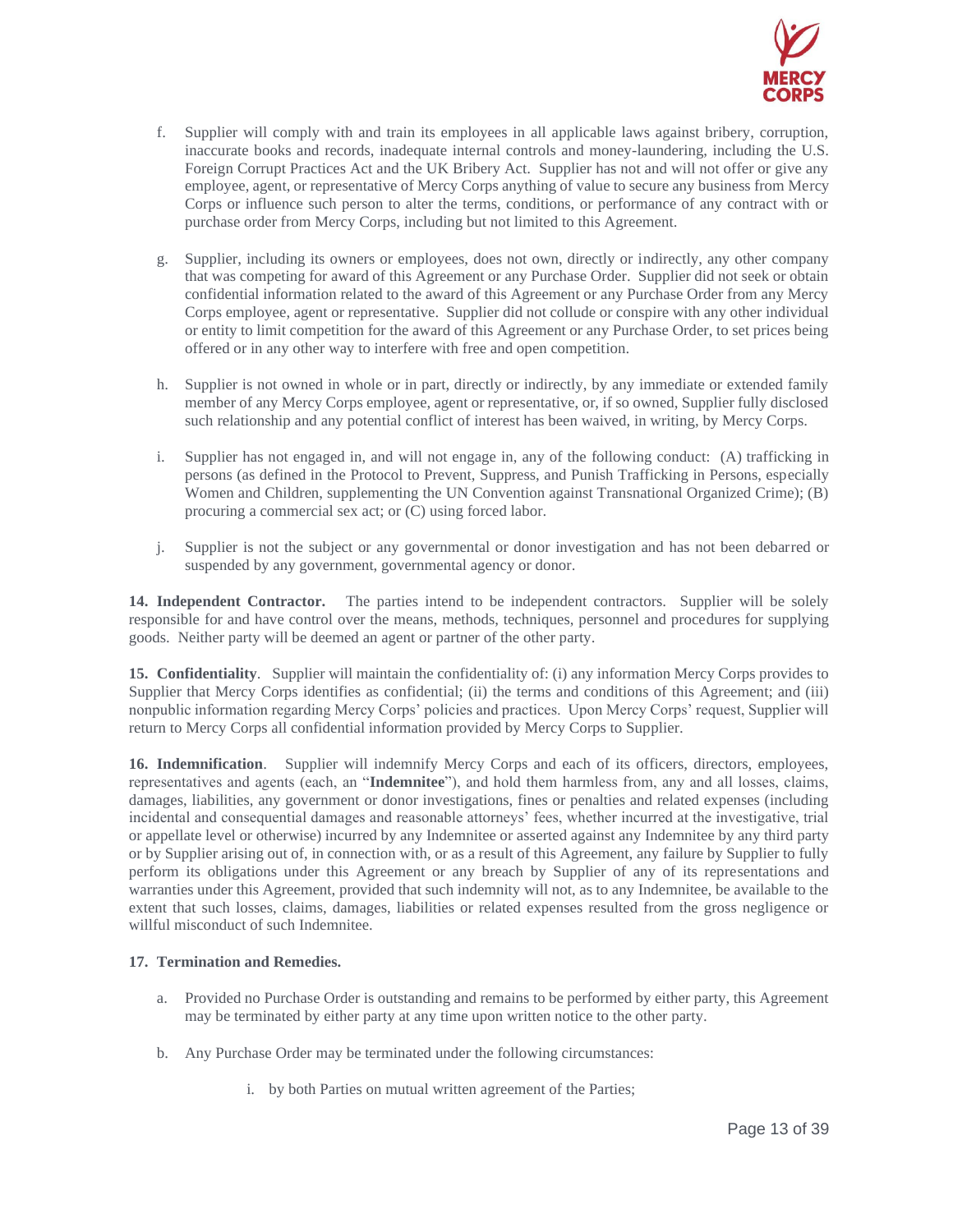f. Supplier will comply with and train its employees in all applicable laws against bribery, corruption, inaccurate books and records, inadequate internal controls and money-laundering, including the U.S. Foreign Corrupt Practices Act and the UK Bribery Act. Supplier has not and will not offer or give any employee, agent, or representative of Mercy Corps anything of value to secure any business from Mercy Corps or influence such person to alter the terms, conditions, or performance of any contract with or purchase order from Mercy Corps, including but not limited to this Agreement.

g. Supplier, including its owners or employees, does not own, directly or indirectly, any other company that was competing for award of this Agreement or any Purchase Order. Supplier did not seek or obtain confidential information related to the award of this Agreement or any Purchase Order from any Mercy Corps employee, agent or representative. Supplier did not collude or conspire with any other individual or entity to limit competition for the award of this Agreement or any Purchase Order, to set prices being offered or in any other way to interfere with free and open competition.

h. Supplier is not owned in whole or in part, directly or indirectly, by any immediate or extended family member of any Mercy Corps employee, agent or representative, or, if so owned, Supplier fully disclosed such relationship and any potential conflict of interest has been waived, in writing, by Mercy Corps.

i. Supplier has not engaged in, and will not engage in, any of the following conduct: (A) trafficking in persons (as defined in the Protocol to Prevent, Suppress, and Punish Trafficking in Persons, especially Women and Children, supplementing the UN Convention against Transnational Organized Crime); (B) procuring a commercial sex act; or (C) using forced labor.

j. Supplier is not the subject or any governmental or donor investigation and has not been debarred or suspended by any government, governmental agency or donor.

**14. Independent Contractor.** The parties intend to be independent contractors. Supplier will be solely responsible for and have control over the means, methods, techniques, personnel and procedures for supplying goods. Neither party will be deemed an agent or partner of the other party.

**15. Confidentiality**. Supplier will maintain the confidentiality of: (i) any information Mercy Corps provides to Supplier that Mercy Corps identifies as confidential; (ii) the terms and conditions of this Agreement; and (iii) nonpublic information regarding Mercy Corps' policies and practices. Upon Mercy Corps' request, Supplier will return to Mercy Corps all confidential information provided by Mercy Corps to Supplier.

**16. Indemnification**. Supplier will indemnify Mercy Corps and each of its officers, directors, employees, representatives and agents (each, an "**Indemnitee**"), and hold them harmless from, any and all losses, claims, damages, liabilities, any government or donor investigations, fines or penalties and related expenses (including incidental and consequential damages and reasonable attorneys' fees, whether incurred at the investigative, trial or appellate level or otherwise) incurred by any Indemnitee or asserted against any Indemnitee by any third party or by Supplier arising out of, in connection with, or as a result of this Agreement, any failure by Supplier to fully perform its obligations under this Agreement or any breach by Supplier of any of its representations and warranties under this Agreement, provided that such indemnity will not, as to any Indemnitee, be available to the extent that such losses, claims, damages, liabilities or related expenses resulted from the gross negligence or willful misconduct of such Indemnitee.

**17. Termination and Remedies.**

a. Provided no Purchase Order is outstanding and remains to be performed by either party, this Agreement may be terminated by either party at any time upon written notice to the other party.

b. Any Purchase Order may be terminated under the following circumstances:

   i. by both Parties on mutual written agreement of the Parties;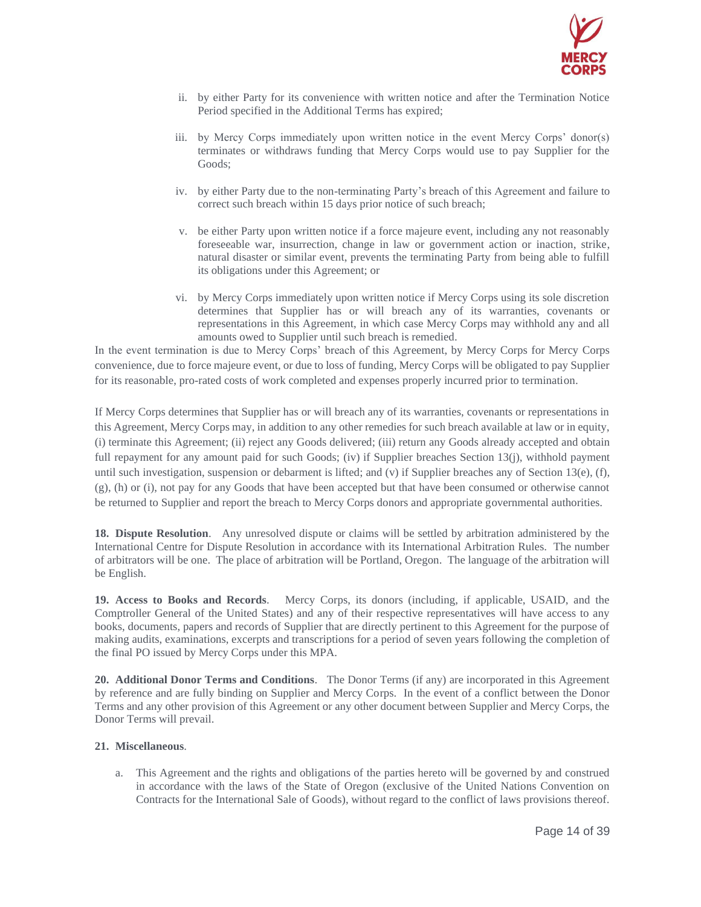ii. by either Party for its convenience with written notice and after the Termination Notice Period specified in the Additional Terms has expired;

iii. by Mercy Corps immediately upon written notice in the event Mercy Corps' donor(s) terminates or withdraws funding that Mercy Corps would use to pay Supplier for the Goods;

iv. by either Party due to the non-terminating Party's breach of this Agreement and failure to correct such breach within 15 days prior notice of such breach;

v. be either Party upon written notice if a force majeure event, including any not reasonably foreseeable war, insurrection, change in law or government action or inaction, strike, natural disaster or similar event, prevents the terminating Party from being able to fulfill its obligations under this Agreement; or

vi. by Mercy Corps immediately upon written notice if Mercy Corps using its sole discretion determines that Supplier has or will breach any of its warranties, covenants or representations in this Agreement, in which case Mercy Corps may withhold any and all amounts owed to Supplier until such breach is remedied.

In the event termination is due to Mercy Corps' breach of this Agreement, by Mercy Corps for Mercy Corps convenience, due to force majeure event, or due to loss of funding, Mercy Corps will be obligated to pay Supplier for its reasonable, pro-rated costs of work completed and expenses properly incurred prior to termination.

If Mercy Corps determines that Supplier has or will breach any of its warranties, covenants or representations in this Agreement, Mercy Corps may, in addition to any other remedies for such breach available at law or in equity, (i) terminate this Agreement; (ii) reject any Goods delivered; (iii) return any Goods already accepted and obtain full repayment for any amount paid for such Goods; (iv) if Supplier breaches Section 13(j), withhold payment until such investigation, suspension or debarment is lifted; and (v) if Supplier breaches any of Section 13(e), (f), (g), (h) or (i), not pay for any Goods that have been accepted but that have been consumed or otherwise cannot be returned to Supplier and report the breach to Mercy Corps donors and appropriate governmental authorities.

**18. Dispute Resolution**. Any unresolved dispute or claims will be settled by arbitration administered by the International Centre for Dispute Resolution in accordance with its International Arbitration Rules. The number of arbitrators will be one. The place of arbitration will be Portland, Oregon. The language of the arbitration will be English.

**19. Access to Books and Records**. Mercy Corps, its donors (including, if applicable, USAID, and the Comptroller General of the United States) and any of their respective representatives will have access to any books, documents, papers and records of Supplier that are directly pertinent to this Agreement for the purpose of making audits, examinations, excerpts and transcriptions for a period of seven years following the completion of the final PO issued by Mercy Corps under this MPA.

**20. Additional Donor Terms and Conditions**. The Donor Terms (if any) are incorporated in this Agreement by reference and are fully binding on Supplier and Mercy Corps. In the event of a conflict between the Donor Terms and any other provision of this Agreement or any other document between Supplier and Mercy Corps, the Donor Terms will prevail.

**21. Miscellaneous**.

a. This Agreement and the rights and obligations of the parties hereto will be governed by and construed in accordance with the laws of the State of Oregon (exclusive of the United Nations Convention on Contracts for the International Sale of Goods), without regard to the conflict of laws provisions thereof.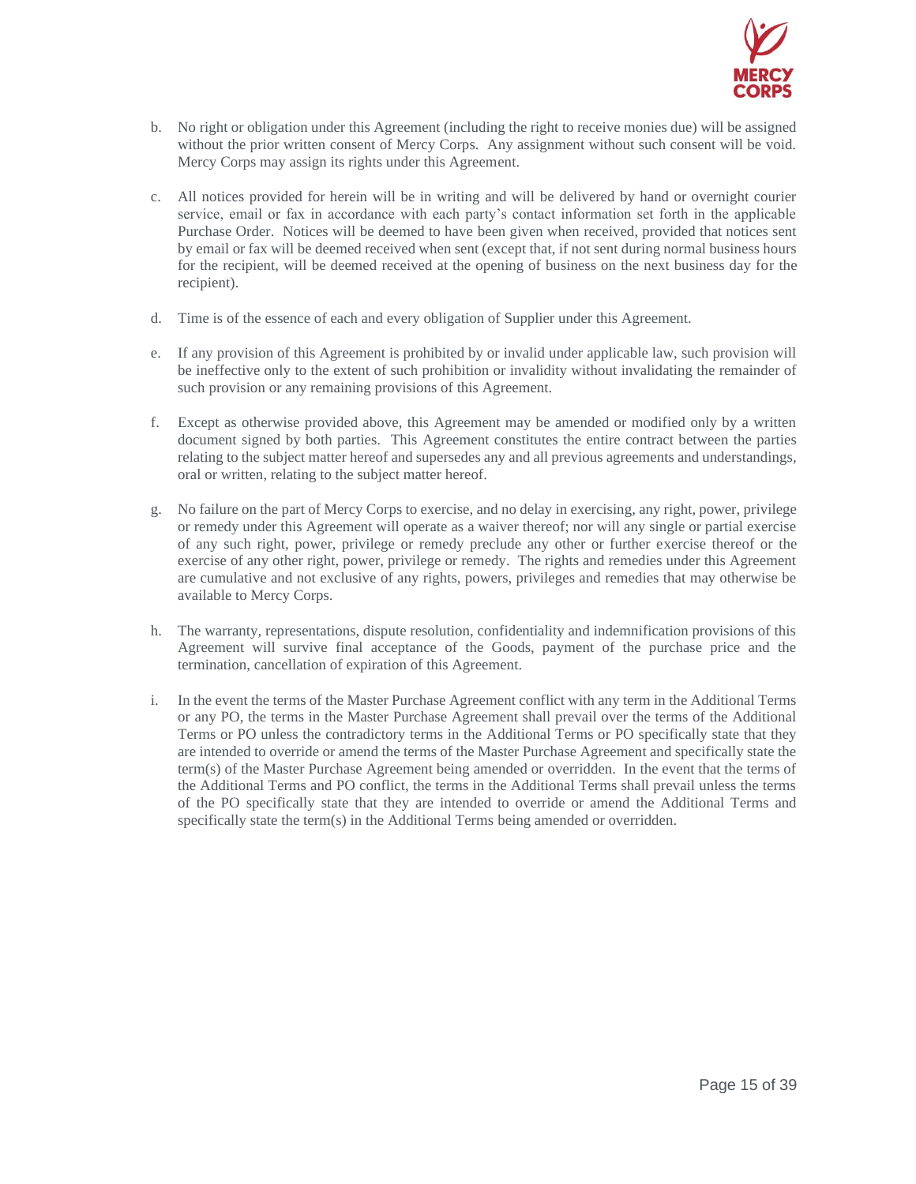b. No right or obligation under this Agreement (including the right to receive monies due) will be assigned without the prior written consent of Mercy Corps. Any assignment without such consent will be void. Mercy Corps may assign its rights under this Agreement.

c. All notices provided for herein will be in writing and will be delivered by hand or overnight courier service, email or fax in accordance with each party's contact information set forth in the applicable Purchase Order. Notices will be deemed to have been given when received, provided that notices sent by email or fax will be deemed received when sent (except that, if not sent during normal business hours for the recipient, will be deemed received at the opening of business on the next business day for the recipient).

d. Time is of the essence of each and every obligation of Supplier under this Agreement.

e. If any provision of this Agreement is prohibited by or invalid under applicable law, such provision will be ineffective only to the extent of such prohibition or invalidity without invalidating the remainder of such provision or any remaining provisions of this Agreement.

f. Except as otherwise provided above, this Agreement may be amended or modified only by a written document signed by both parties. This Agreement constitutes the entire contract between the parties relating to the subject matter hereof and supersedes any and all previous agreements and understandings, oral or written, relating to the subject matter hereof.

g. No failure on the part of Mercy Corps to exercise, and no delay in exercising, any right, power, privilege or remedy under this Agreement will operate as a waiver thereof; nor will any single or partial exercise of any such right, power, privilege or remedy preclude any other or further exercise thereof or the exercise of any other right, power, privilege or remedy. The rights and remedies under this Agreement are cumulative and not exclusive of any rights, powers, privileges and remedies that may otherwise be available to Mercy Corps.

h. The warranty, representations, dispute resolution, confidentiality and indemnification provisions of this Agreement will survive final acceptance of the Goods, payment of the purchase price and the termination, cancellation of expiration of this Agreement.

i. In the event the terms of the Master Purchase Agreement conflict with any term in the Additional Terms or any PO, the terms in the Master Purchase Agreement shall prevail over the terms of the Additional Terms or PO unless the contradictory terms in the Additional Terms or PO specifically state that they are intended to override or amend the terms of the Master Purchase Agreement and specifically state the term(s) of the Master Purchase Agreement being amended or overridden. In the event that the terms of the Additional Terms and PO conflict, the terms in the Additional Terms shall prevail unless the terms of the PO specifically state that they are intended to override or amend the Additional Terms and specifically state the term(s) in the Additional Terms being amended or overridden.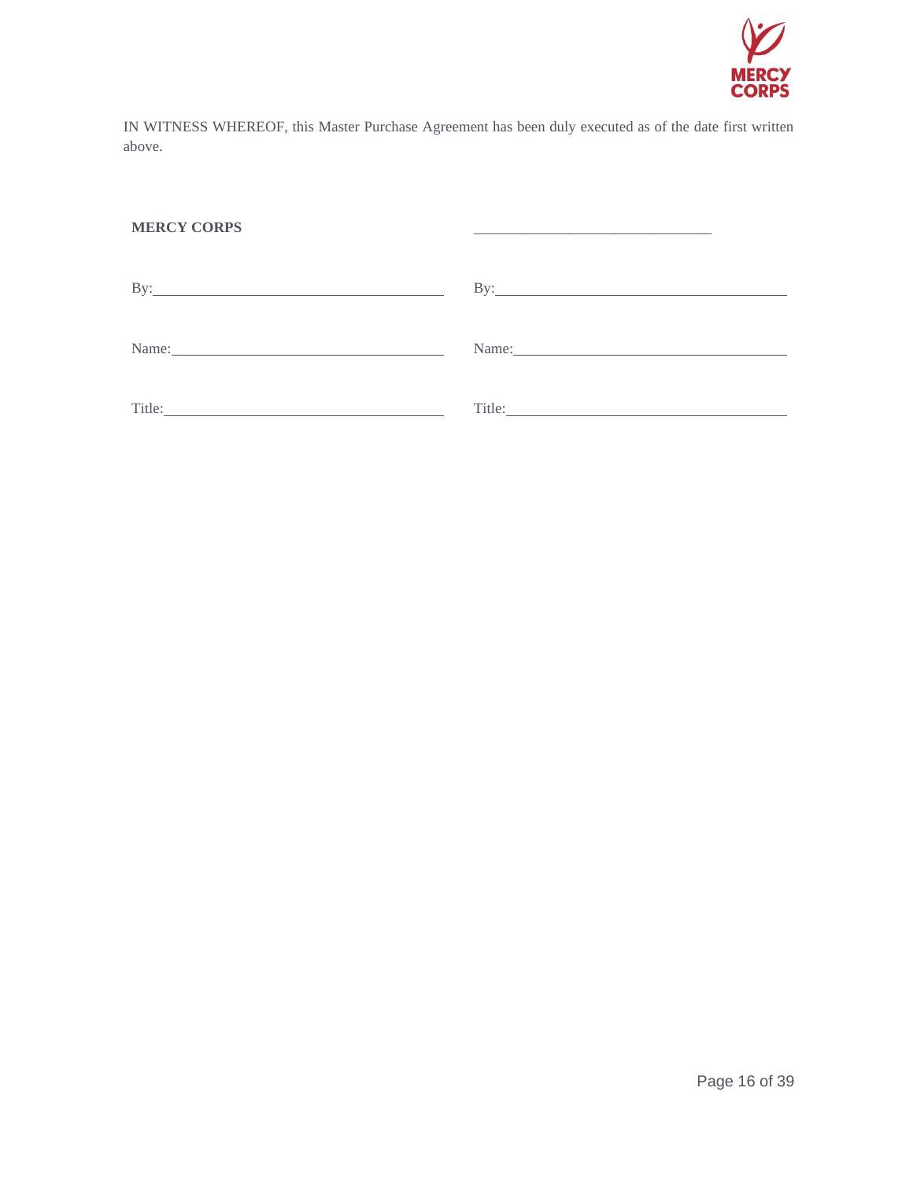IN WITNESS WHEREOF, this Master Purchase Agreement has been duly executed as of the date first written above.

| **MERCY CORPS** | ______________________________ |
| --- | --- |
| By:______________________________ | By:______________________________ |
| Name:______________________________ | Name:______________________________ |
| Title:______________________________ | Title:______________________________ |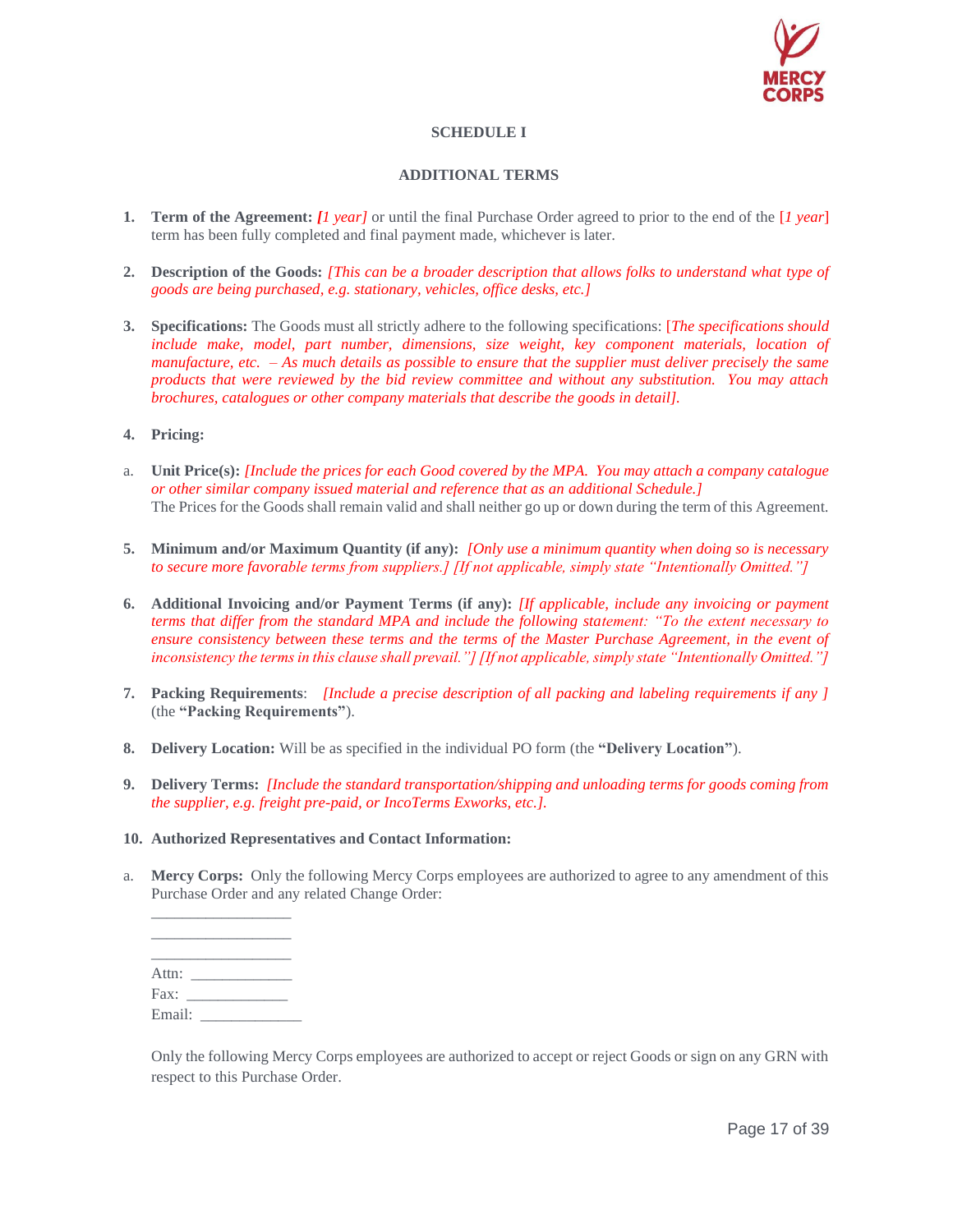**SCHEDULE I**

**ADDITIONAL TERMS**

1. **Term of the Agreement:** ***[****1 year]* or until the final Purchase Order agreed to prior to the end of the [*1 year*] term has been fully completed and final payment made, whichever is later.

2. **Description of the Goods:** *[This can be a broader description that allows folks to understand what type of goods are being purchased, e.g. stationary, vehicles, office desks, etc.]*

3. **Specifications:** The Goods must all strictly adhere to the following specifications: [*The specifications should include make, model, part number, dimensions, size weight, key component materials, location of manufacture, etc. – As much details as possible to ensure that the supplier must deliver precisely the same products that were reviewed by the bid review committee and without any substitution. You may attach brochures, catalogues or other company materials that describe the goods in detail].*

4. **Pricing:**

a. **Unit Price(s):** *[Include the prices for each Good covered by the MPA. You may attach a company catalogue or other similar company issued material and reference that as an additional Schedule.]*
The Prices for the Goods shall remain valid and shall neither go up or down during the term of this Agreement.

5. **Minimum and/or Maximum Quantity (if any):** *[Only use a minimum quantity when doing so is necessary to secure more favorable terms from suppliers.] [If not applicable, simply state "Intentionally Omitted."]*

6. **Additional Invoicing and/or Payment Terms (if any):** *[If applicable, include any invoicing or payment terms that differ from the standard MPA and include the following statement: "To the extent necessary to ensure consistency between these terms and the terms of the Master Purchase Agreement, in the event of inconsistency the terms in this clause shall prevail."] [If not applicable, simply state "Intentionally Omitted."]*

7. **Packing Requirements**: *[Include a precise description of all packing and labeling requirements if any ]* (the **"Packing Requirements"**).

8. **Delivery Location:** Will be as specified in the individual PO form (the **"Delivery Location"**).

9. **Delivery Terms:** *[Include the standard transportation/shipping and unloading terms for goods coming from the supplier, e.g. freight pre-paid, or IncoTerms Exworks, etc.].*

10. **Authorized Representatives and Contact Information:**

a. **Mercy Corps:** Only the following Mercy Corps employees are authorized to agree to any amendment of this Purchase Order and any related Change Order:

_________________
_________________
_________________
Attn: _____________
Fax: _____________
Email: _____________

Only the following Mercy Corps employees are authorized to accept or reject Goods or sign on any GRN with respect to this Purchase Order.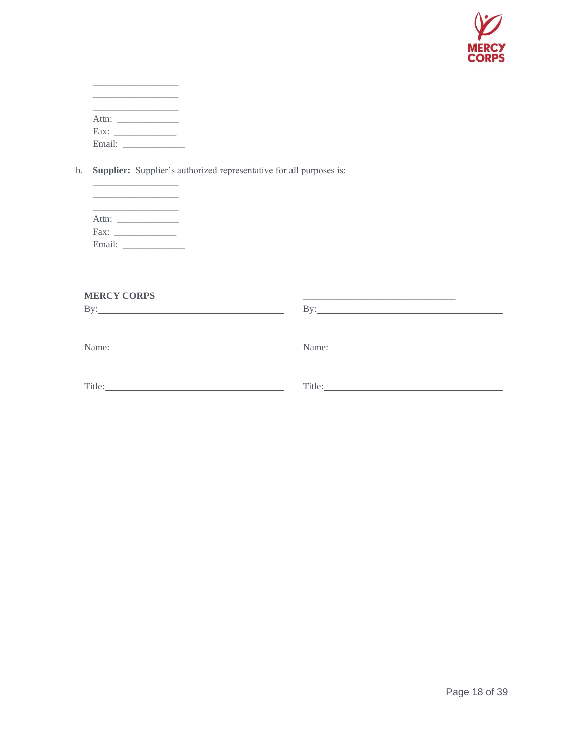\_\_\_\_\_\_\_\_\_\_\_\_\_\_\_\_\_\_
\_\_\_\_\_\_\_\_\_\_\_\_\_\_\_\_\_\_
\_\_\_\_\_\_\_\_\_\_\_\_\_\_\_\_\_\_
Attn: \_\_\_\_\_\_\_\_\_\_\_\_\_
Fax: \_\_\_\_\_\_\_\_\_\_\_\_\_
Email: \_\_\_\_\_\_\_\_\_\_\_\_\_

b. **Supplier:** Supplier's authorized representative for all purposes is:

\_\_\_\_\_\_\_\_\_\_\_\_\_\_\_\_\_\_
\_\_\_\_\_\_\_\_\_\_\_\_\_\_\_\_\_\_
\_\_\_\_\_\_\_\_\_\_\_\_\_\_\_\_\_\_
Attn: \_\_\_\_\_\_\_\_\_\_\_\_\_
Fax: \_\_\_\_\_\_\_\_\_\_\_\_\_
Email: \_\_\_\_\_\_\_\_\_\_\_\_\_

| **MERCY CORPS** | \_\_\_\_\_\_\_\_\_\_\_\_\_\_\_\_\_\_\_\_\_\_\_\_\_\_\_\_\_\_\_\_ |
|---|---|
| By:\_\_\_\_\_\_\_\_\_\_\_\_\_\_\_\_\_\_\_\_\_\_\_\_\_\_\_\_\_\_\_\_\_\_\_\_\_\_\_\_ | By:\_\_\_\_\_\_\_\_\_\_\_\_\_\_\_\_\_\_\_\_\_\_\_\_\_\_\_\_\_\_\_\_\_\_\_\_\_\_\_\_ |
| Name:\_\_\_\_\_\_\_\_\_\_\_\_\_\_\_\_\_\_\_\_\_\_\_\_\_\_\_\_\_\_\_\_\_\_\_\_\_\_ | Name:\_\_\_\_\_\_\_\_\_\_\_\_\_\_\_\_\_\_\_\_\_\_\_\_\_\_\_\_\_\_\_\_\_\_\_\_\_\_ |
| Title:\_\_\_\_\_\_\_\_\_\_\_\_\_\_\_\_\_\_\_\_\_\_\_\_\_\_\_\_\_\_\_\_\_\_\_\_\_\_ | Title:\_\_\_\_\_\_\_\_\_\_\_\_\_\_\_\_\_\_\_\_\_\_\_\_\_\_\_\_\_\_\_\_\_\_\_\_\_\_ |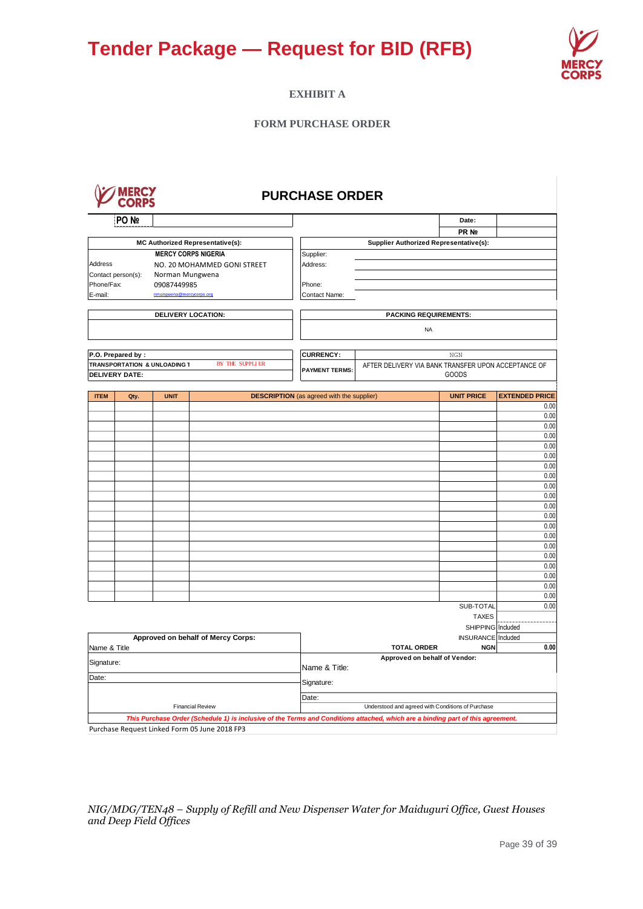# Tender Package — Request for BID (RFB)

**EXHIBIT A**

**FORM PURCHASE ORDER**

## PURCHASE ORDER

| PO № | | Date: | |
|---|---|---|---|
| | | PR № | |

| MC Authorized Representative(s): | | Supplier Authorized Representative(s): | |
|---|---|---|---|
| | **MERCY CORPS NIGERIA** | Supplier: | |
| Address | NO. 20 MOHAMMED GONI STREET | Address: | |
| Contact person(s): | Norman Mungwena | | |
| Phone/Fax: | 09087449985 | Phone: | |
| E-mail: | nmungwena@mercycorps.org | Contact Name: | |

| DELIVERY LOCATION: | PACKING REQUIREMENTS: |
|---|---|
| | NA |

| P.O. Prepared by : | | CURRENCY: | NGN |
|---|---|---|---|
| TRANSPORTATION & UNLOADING T | BY THE SUPPLIER | PAYMENT TERMS: | AFTER DELIVERY VIA BANK TRANSFER UPON ACCEPTANCE OF GOODS |
| DELIVERY DATE: | | | |

| ITEM | Qty. | UNIT | DESCRIPTION (as agreed with the supplier) | UNIT PRICE | EXTENDED PRICE |
|---|---|---|---|---|---|
| | | | | | 0.00 |
| | | | | | 0.00 |
| | | | | | 0.00 |
| | | | | | 0.00 |
| | | | | | 0.00 |
| | | | | | 0.00 |
| | | | | | 0.00 |
| | | | | | 0.00 |
| | | | | | 0.00 |
| | | | | | 0.00 |
| | | | | | 0.00 |
| | | | | | 0.00 |
| | | | | | 0.00 |
| | | | | | 0.00 |
| | | | | | 0.00 |
| | | | | | 0.00 |
| | | | | | 0.00 |
| | | | | | 0.00 |
| | | | | | 0.00 |
| | | | | | 0.00 |
| | | | | SUB-TOTAL | 0.00 |
| | | | | TAXES | |
| | | | | SHIPPING | Included |
| | | | | INSURANCE | Included |
| | | | TOTAL ORDER | NGN | 0.00 |

| Approved on behalf of Mercy Corps: | Approved on behalf of Vendor: |
|---|---|
| Name & Title | Name & Title: |
| Signature: | Signature: |
| Date: | Date: |
| Financial Review | Understood and agreed with Conditions of Purchase |

***This Purchase Order (Schedule 1) is inclusive of the Terms and Conditions attached, which are a binding part of this agreement.***

Purchase Request Linked Form 05 June 2018 FP3

*NIG/MDG/TEN48 – Supply of Refill and New Dispenser Water for Maiduguri Office, Guest Houses and Deep Field Offices*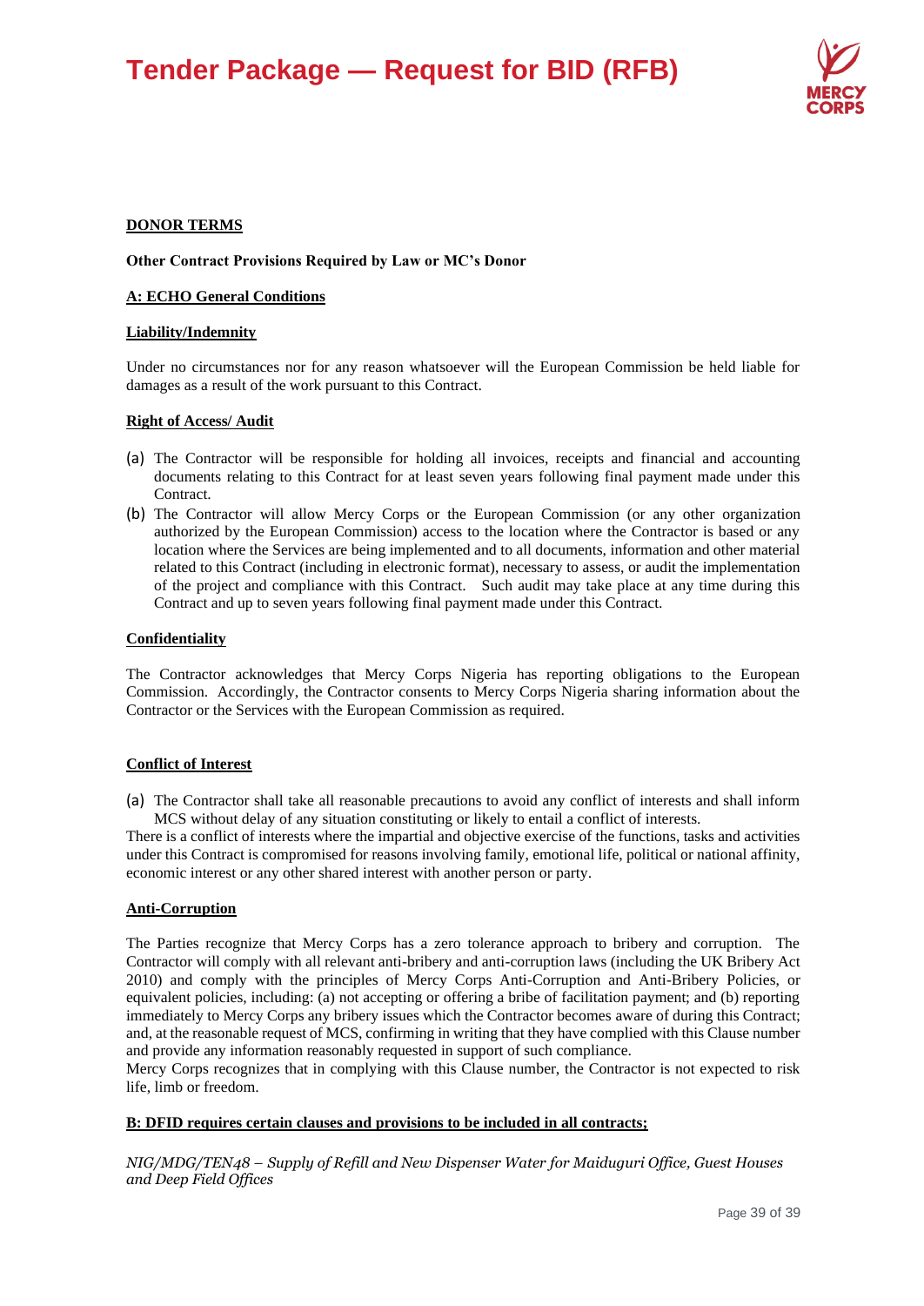**DONOR TERMS**

**Other Contract Provisions Required by Law or MC's Donor**

**A: ECHO General Conditions**

**Liability/Indemnity**

Under no circumstances nor for any reason whatsoever will the European Commission be held liable for damages as a result of the work pursuant to this Contract.

**Right of Access/ Audit**

(a) The Contractor will be responsible for holding all invoices, receipts and financial and accounting documents relating to this Contract for at least seven years following final payment made under this Contract.
(b) The Contractor will allow Mercy Corps or the European Commission (or any other organization authorized by the European Commission) access to the location where the Contractor is based or any location where the Services are being implemented and to all documents, information and other material related to this Contract (including in electronic format), necessary to assess, or audit the implementation of the project and compliance with this Contract. Such audit may take place at any time during this Contract and up to seven years following final payment made under this Contract.

**Confidentiality**

The Contractor acknowledges that Mercy Corps Nigeria has reporting obligations to the European Commission. Accordingly, the Contractor consents to Mercy Corps Nigeria sharing information about the Contractor or the Services with the European Commission as required.

**Conflict of Interest**

(a) The Contractor shall take all reasonable precautions to avoid any conflict of interests and shall inform MCS without delay of any situation constituting or likely to entail a conflict of interests.

There is a conflict of interests where the impartial and objective exercise of the functions, tasks and activities under this Contract is compromised for reasons involving family, emotional life, political or national affinity, economic interest or any other shared interest with another person or party.

**Anti-Corruption**

The Parties recognize that Mercy Corps has a zero tolerance approach to bribery and corruption. The Contractor will comply with all relevant anti-bribery and anti-corruption laws (including the UK Bribery Act 2010) and comply with the principles of Mercy Corps Anti-Corruption and Anti-Bribery Policies, or equivalent policies, including: (a) not accepting or offering a bribe of facilitation payment; and (b) reporting immediately to Mercy Corps any bribery issues which the Contractor becomes aware of during this Contract; and, at the reasonable request of MCS, confirming in writing that they have complied with this Clause number and provide any information reasonably requested in support of such compliance.

Mercy Corps recognizes that in complying with this Clause number, the Contractor is not expected to risk life, limb or freedom.

**B: DFID requires certain clauses and provisions to be included in all contracts;**

*NIG/MDG/TEN48 – Supply of Refill and New Dispenser Water for Maiduguri Office, Guest Houses and Deep Field Offices*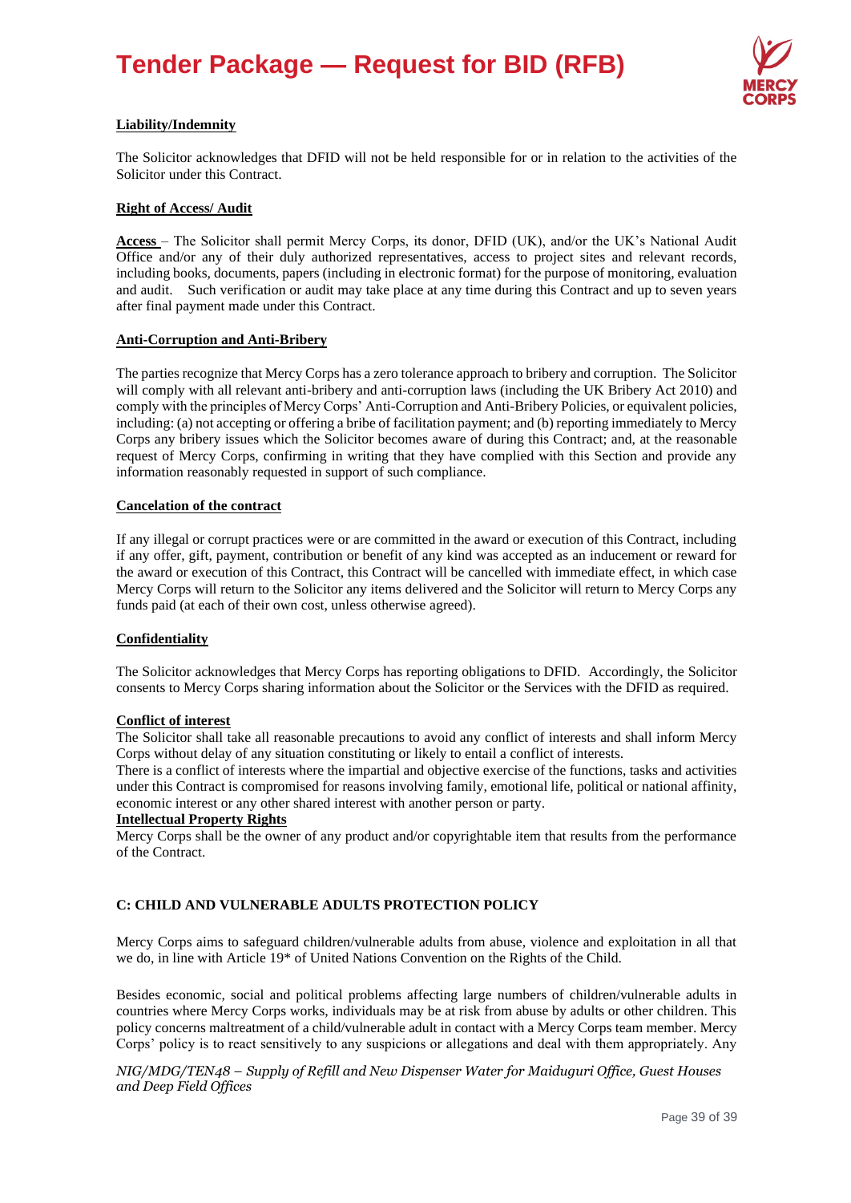**Liability/Indemnity**

The Solicitor acknowledges that DFID will not be held responsible for or in relation to the activities of the Solicitor under this Contract.

**Right of Access/ Audit**

**Access** – The Solicitor shall permit Mercy Corps, its donor, DFID (UK), and/or the UK's National Audit Office and/or any of their duly authorized representatives, access to project sites and relevant records, including books, documents, papers (including in electronic format) for the purpose of monitoring, evaluation and audit. Such verification or audit may take place at any time during this Contract and up to seven years after final payment made under this Contract.

**Anti-Corruption and Anti-Bribery**

The parties recognize that Mercy Corps has a zero tolerance approach to bribery and corruption. The Solicitor will comply with all relevant anti-bribery and anti-corruption laws (including the UK Bribery Act 2010) and comply with the principles of Mercy Corps' Anti-Corruption and Anti-Bribery Policies, or equivalent policies, including: (a) not accepting or offering a bribe of facilitation payment; and (b) reporting immediately to Mercy Corps any bribery issues which the Solicitor becomes aware of during this Contract; and, at the reasonable request of Mercy Corps, confirming in writing that they have complied with this Section and provide any information reasonably requested in support of such compliance.

**Cancelation of the contract**

If any illegal or corrupt practices were or are committed in the award or execution of this Contract, including if any offer, gift, payment, contribution or benefit of any kind was accepted as an inducement or reward for the award or execution of this Contract, this Contract will be cancelled with immediate effect, in which case Mercy Corps will return to the Solicitor any items delivered and the Solicitor will return to Mercy Corps any funds paid (at each of their own cost, unless otherwise agreed).

**Confidentiality**

The Solicitor acknowledges that Mercy Corps has reporting obligations to DFID. Accordingly, the Solicitor consents to Mercy Corps sharing information about the Solicitor or the Services with the DFID as required.

**Conflict of interest**

The Solicitor shall take all reasonable precautions to avoid any conflict of interests and shall inform Mercy Corps without delay of any situation constituting or likely to entail a conflict of interests.
There is a conflict of interests where the impartial and objective exercise of the functions, tasks and activities under this Contract is compromised for reasons involving family, emotional life, political or national affinity, economic interest or any other shared interest with another person or party.

**Intellectual Property Rights**

Mercy Corps shall be the owner of any product and/or copyrightable item that results from the performance of the Contract.

**C: CHILD AND VULNERABLE ADULTS PROTECTION POLICY**

Mercy Corps aims to safeguard children/vulnerable adults from abuse, violence and exploitation in all that we do, in line with Article 19* of United Nations Convention on the Rights of the Child.

Besides economic, social and political problems affecting large numbers of children/vulnerable adults in countries where Mercy Corps works, individuals may be at risk from abuse by adults or other children. This policy concerns maltreatment of a child/vulnerable adult in contact with a Mercy Corps team member. Mercy Corps' policy is to react sensitively to any suspicions or allegations and deal with them appropriately. Any

*NIG/MDG/TEN48 – Supply of Refill and New Dispenser Water for Maiduguri Office, Guest Houses and Deep Field Offices*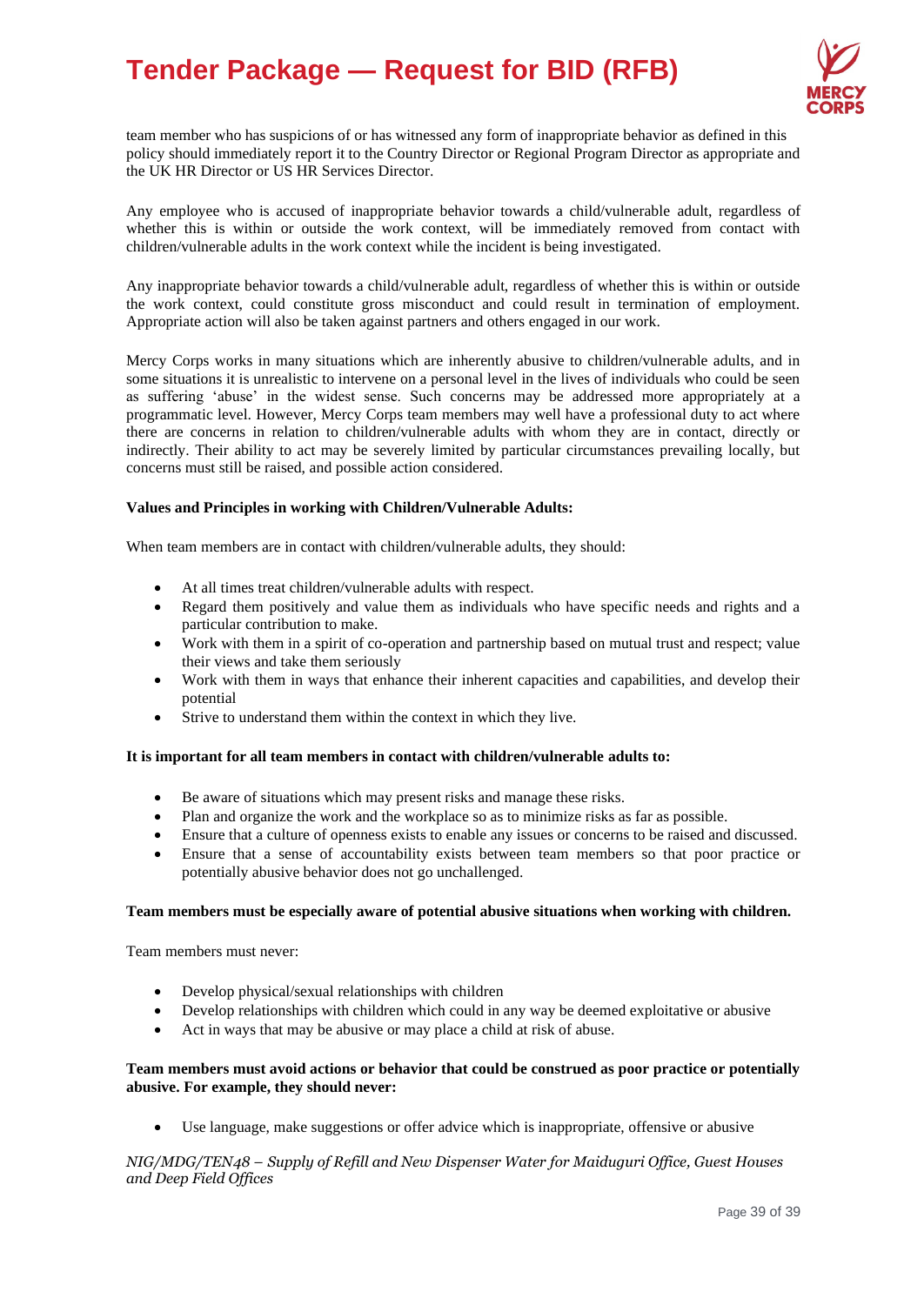team member who has suspicions of or has witnessed any form of inappropriate behavior as defined in this policy should immediately report it to the Country Director or Regional Program Director as appropriate and the UK HR Director or US HR Services Director.

Any employee who is accused of inappropriate behavior towards a child/vulnerable adult, regardless of whether this is within or outside the work context, will be immediately removed from contact with children/vulnerable adults in the work context while the incident is being investigated.

Any inappropriate behavior towards a child/vulnerable adult, regardless of whether this is within or outside the work context, could constitute gross misconduct and could result in termination of employment. Appropriate action will also be taken against partners and others engaged in our work.

Mercy Corps works in many situations which are inherently abusive to children/vulnerable adults, and in some situations it is unrealistic to intervene on a personal level in the lives of individuals who could be seen as suffering 'abuse' in the widest sense. Such concerns may be addressed more appropriately at a programmatic level. However, Mercy Corps team members may well have a professional duty to act where there are concerns in relation to children/vulnerable adults with whom they are in contact, directly or indirectly. Their ability to act may be severely limited by particular circumstances prevailing locally, but concerns must still be raised, and possible action considered.

**Values and Principles in working with Children/Vulnerable Adults:**

When team members are in contact with children/vulnerable adults, they should:

- At all times treat children/vulnerable adults with respect.
- Regard them positively and value them as individuals who have specific needs and rights and a particular contribution to make.
- Work with them in a spirit of co-operation and partnership based on mutual trust and respect; value their views and take them seriously
- Work with them in ways that enhance their inherent capacities and capabilities, and develop their potential
- Strive to understand them within the context in which they live.

**It is important for all team members in contact with children/vulnerable adults to:**

- Be aware of situations which may present risks and manage these risks.
- Plan and organize the work and the workplace so as to minimize risks as far as possible.
- Ensure that a culture of openness exists to enable any issues or concerns to be raised and discussed.
- Ensure that a sense of accountability exists between team members so that poor practice or potentially abusive behavior does not go unchallenged.

**Team members must be especially aware of potential abusive situations when working with children.**

Team members must never:

- Develop physical/sexual relationships with children
- Develop relationships with children which could in any way be deemed exploitative or abusive
- Act in ways that may be abusive or may place a child at risk of abuse.

**Team members must avoid actions or behavior that could be construed as poor practice or potentially abusive. For example, they should never:**

- Use language, make suggestions or offer advice which is inappropriate, offensive or abusive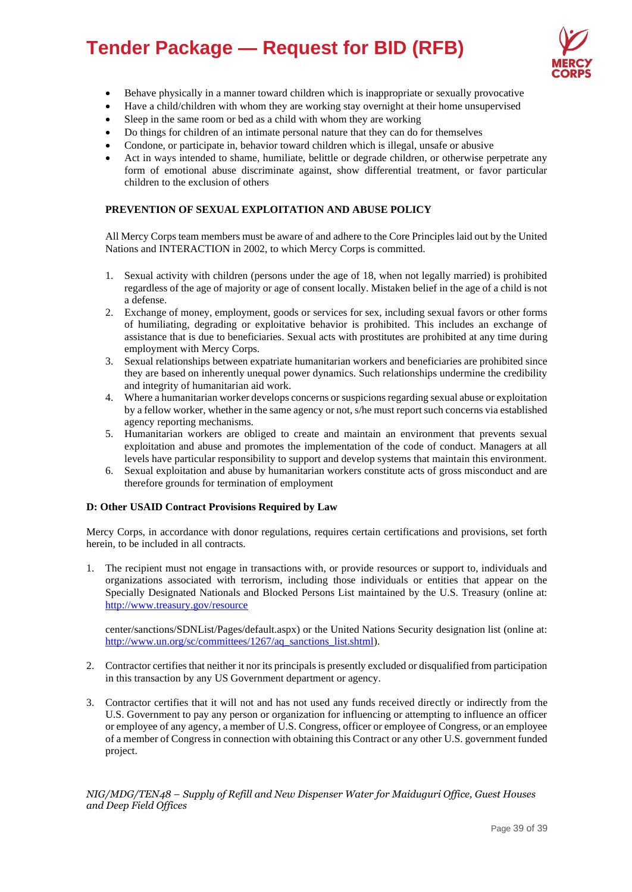- Behave physically in a manner toward children which is inappropriate or sexually provocative
- Have a child/children with whom they are working stay overnight at their home unsupervised
- Sleep in the same room or bed as a child with whom they are working
- Do things for children of an intimate personal nature that they can do for themselves
- Condone, or participate in, behavior toward children which is illegal, unsafe or abusive
- Act in ways intended to shame, humiliate, belittle or degrade children, or otherwise perpetrate any form of emotional abuse discriminate against, show differential treatment, or favor particular children to the exclusion of others

**PREVENTION OF SEXUAL EXPLOITATION AND ABUSE POLICY**

All Mercy Corps team members must be aware of and adhere to the Core Principles laid out by the United Nations and INTERACTION in 2002, to which Mercy Corps is committed.

1. Sexual activity with children (persons under the age of 18, when not legally married) is prohibited regardless of the age of majority or age of consent locally. Mistaken belief in the age of a child is not a defense.
2. Exchange of money, employment, goods or services for sex, including sexual favors or other forms of humiliating, degrading or exploitative behavior is prohibited. This includes an exchange of assistance that is due to beneficiaries. Sexual acts with prostitutes are prohibited at any time during employment with Mercy Corps.
3. Sexual relationships between expatriate humanitarian workers and beneficiaries are prohibited since they are based on inherently unequal power dynamics. Such relationships undermine the credibility and integrity of humanitarian aid work.
4. Where a humanitarian worker develops concerns or suspicions regarding sexual abuse or exploitation by a fellow worker, whether in the same agency or not, s/he must report such concerns via established agency reporting mechanisms.
5. Humanitarian workers are obliged to create and maintain an environment that prevents sexual exploitation and abuse and promotes the implementation of the code of conduct. Managers at all levels have particular responsibility to support and develop systems that maintain this environment.
6. Sexual exploitation and abuse by humanitarian workers constitute acts of gross misconduct and are therefore grounds for termination of employment

**D: Other USAID Contract Provisions Required by Law**

Mercy Corps, in accordance with donor regulations, requires certain certifications and provisions, set forth herein, to be included in all contracts.

1. The recipient must not engage in transactions with, or provide resources or support to, individuals and organizations associated with terrorism, including those individuals or entities that appear on the Specially Designated Nationals and Blocked Persons List maintained by the U.S. Treasury (online at: http://www.treasury.gov/resource

   center/sanctions/SDNList/Pages/default.aspx) or the United Nations Security designation list (online at: http://www.un.org/sc/committees/1267/aq_sanctions_list.shtml).

2. Contractor certifies that neither it nor its principals is presently excluded or disqualified from participation in this transaction by any US Government department or agency.

3. Contractor certifies that it will not and has not used any funds received directly or indirectly from the U.S. Government to pay any person or organization for influencing or attempting to influence an officer or employee of any agency, a member of U.S. Congress, officer or employee of Congress, or an employee of a member of Congress in connection with obtaining this Contract or any other U.S. government funded project.

*NIG/MDG/TEN48 – Supply of Refill and New Dispenser Water for Maiduguri Office, Guest Houses and Deep Field Offices*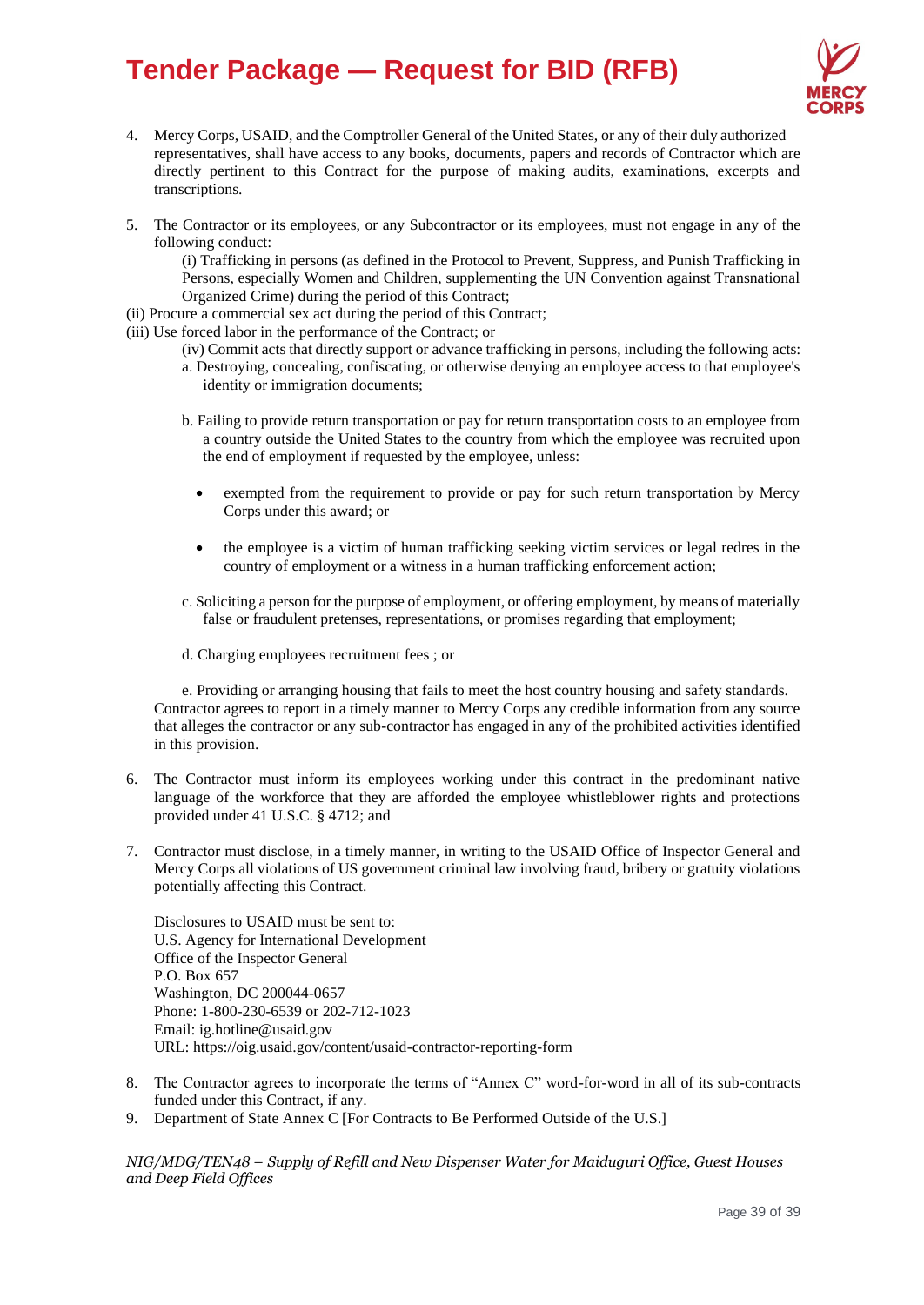4. Mercy Corps, USAID, and the Comptroller General of the United States, or any of their duly authorized representatives, shall have access to any books, documents, papers and records of Contractor which are directly pertinent to this Contract for the purpose of making audits, examinations, excerpts and transcriptions.

5. The Contractor or its employees, or any Subcontractor or its employees, must not engage in any of the following conduct:

   (i) Trafficking in persons (as defined in the Protocol to Prevent, Suppress, and Punish Trafficking in Persons, especially Women and Children, supplementing the UN Convention against Transnational Organized Crime) during the period of this Contract;

   (ii) Procure a commercial sex act during the period of this Contract;

   (iii) Use forced labor in the performance of the Contract; or

   (iv) Commit acts that directly support or advance trafficking in persons, including the following acts:

   a. Destroying, concealing, confiscating, or otherwise denying an employee access to that employee's identity or immigration documents;

   b. Failing to provide return transportation or pay for return transportation costs to an employee from a country outside the United States to the country from which the employee was recruited upon the end of employment if requested by the employee, unless:

   - exempted from the requirement to provide or pay for such return transportation by Mercy Corps under this award; or
   - the employee is a victim of human trafficking seeking victim services or legal redres in the country of employment or a witness in a human trafficking enforcement action;

   c. Soliciting a person for the purpose of employment, or offering employment, by means of materially false or fraudulent pretenses, representations, or promises regarding that employment;

   d. Charging employees recruitment fees ; or

   e. Providing or arranging housing that fails to meet the host country housing and safety standards.

   Contractor agrees to report in a timely manner to Mercy Corps any credible information from any source that alleges the contractor or any sub-contractor has engaged in any of the prohibited activities identified in this provision.

6. The Contractor must inform its employees working under this contract in the predominant native language of the workforce that they are afforded the employee whistleblower rights and protections provided under 41 U.S.C. § 4712; and

7. Contractor must disclose, in a timely manner, in writing to the USAID Office of Inspector General and Mercy Corps all violations of US government criminal law involving fraud, bribery or gratuity violations potentially affecting this Contract.

   Disclosures to USAID must be sent to:
   U.S. Agency for International Development
   Office of the Inspector General
   P.O. Box 657
   Washington, DC 200044-0657
   Phone: 1-800-230-6539 or 202-712-1023
   Email: ig.hotline@usaid.gov
   URL: https://oig.usaid.gov/content/usaid-contractor-reporting-form

8. The Contractor agrees to incorporate the terms of "Annex C" word-for-word in all of its sub-contracts funded under this Contract, if any.
9. Department of State Annex C [For Contracts to Be Performed Outside of the U.S.]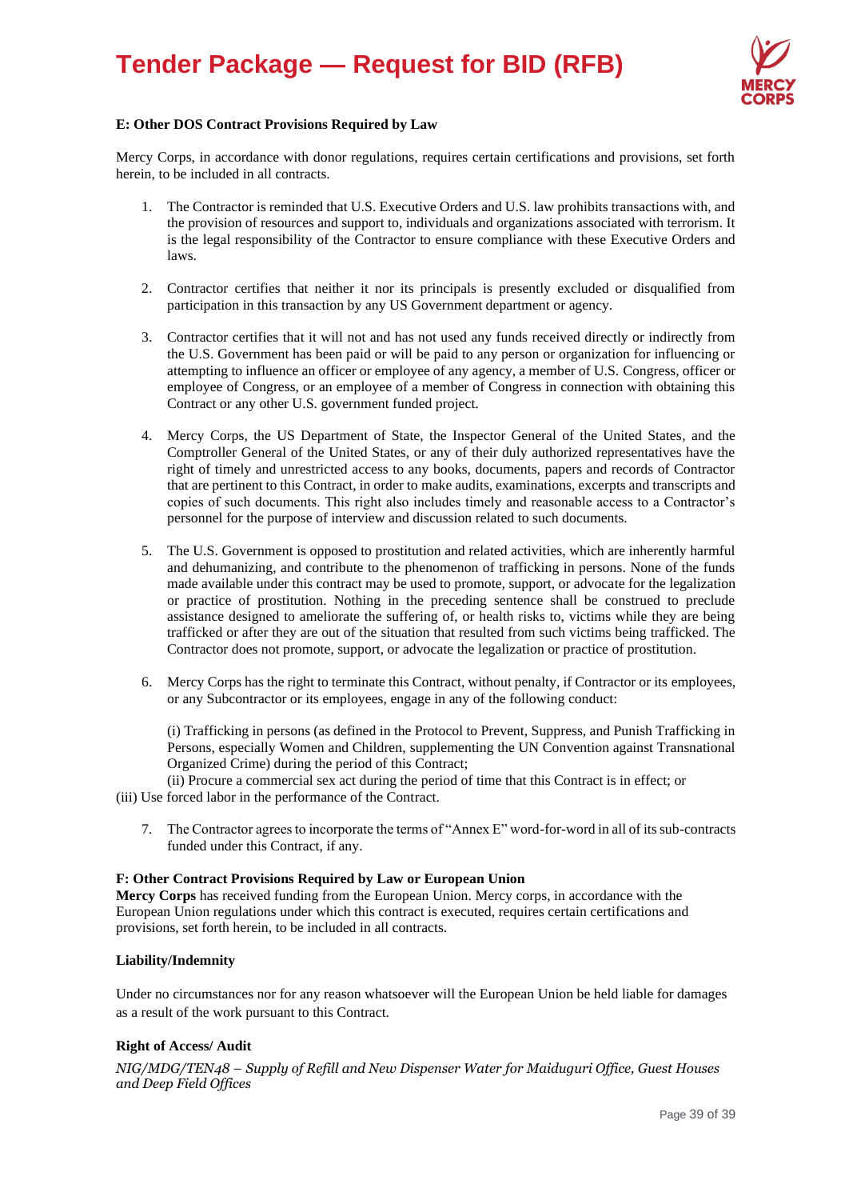**E: Other DOS Contract Provisions Required by Law**

Mercy Corps, in accordance with donor regulations, requires certain certifications and provisions, set forth herein, to be included in all contracts.

1. The Contractor is reminded that U.S. Executive Orders and U.S. law prohibits transactions with, and the provision of resources and support to, individuals and organizations associated with terrorism. It is the legal responsibility of the Contractor to ensure compliance with these Executive Orders and laws.

2. Contractor certifies that neither it nor its principals is presently excluded or disqualified from participation in this transaction by any US Government department or agency.

3. Contractor certifies that it will not and has not used any funds received directly or indirectly from the U.S. Government has been paid or will be paid to any person or organization for influencing or attempting to influence an officer or employee of any agency, a member of U.S. Congress, officer or employee of Congress, or an employee of a member of Congress in connection with obtaining this Contract or any other U.S. government funded project.

4. Mercy Corps, the US Department of State, the Inspector General of the United States, and the Comptroller General of the United States, or any of their duly authorized representatives have the right of timely and unrestricted access to any books, documents, papers and records of Contractor that are pertinent to this Contract, in order to make audits, examinations, excerpts and transcripts and copies of such documents. This right also includes timely and reasonable access to a Contractor's personnel for the purpose of interview and discussion related to such documents.

5. The U.S. Government is opposed to prostitution and related activities, which are inherently harmful and dehumanizing, and contribute to the phenomenon of trafficking in persons. None of the funds made available under this contract may be used to promote, support, or advocate for the legalization or practice of prostitution. Nothing in the preceding sentence shall be construed to preclude assistance designed to ameliorate the suffering of, or health risks to, victims while they are being trafficked or after they are out of the situation that resulted from such victims being trafficked. The Contractor does not promote, support, or advocate the legalization or practice of prostitution.

6. Mercy Corps has the right to terminate this Contract, without penalty, if Contractor or its employees, or any Subcontractor or its employees, engage in any of the following conduct:

   (i) Trafficking in persons (as defined in the Protocol to Prevent, Suppress, and Punish Trafficking in Persons, especially Women and Children, supplementing the UN Convention against Transnational Organized Crime) during the period of this Contract;
   (ii) Procure a commercial sex act during the period of time that this Contract is in effect; or
   (iii) Use forced labor in the performance of the Contract.

7. The Contractor agrees to incorporate the terms of "Annex E" word-for-word in all of its sub-contracts funded under this Contract, if any.

**F: Other Contract Provisions Required by Law or European Union**

**Mercy Corps** has received funding from the European Union. Mercy corps, in accordance with the European Union regulations under which this contract is executed, requires certain certifications and provisions, set forth herein, to be included in all contracts.

**Liability/Indemnity**

Under no circumstances nor for any reason whatsoever will the European Union be held liable for damages as a result of the work pursuant to this Contract.

**Right of Access/ Audit**

*NIG/MDG/TEN48 – Supply of Refill and New Dispenser Water for Maiduguri Office, Guest Houses and Deep Field Offices*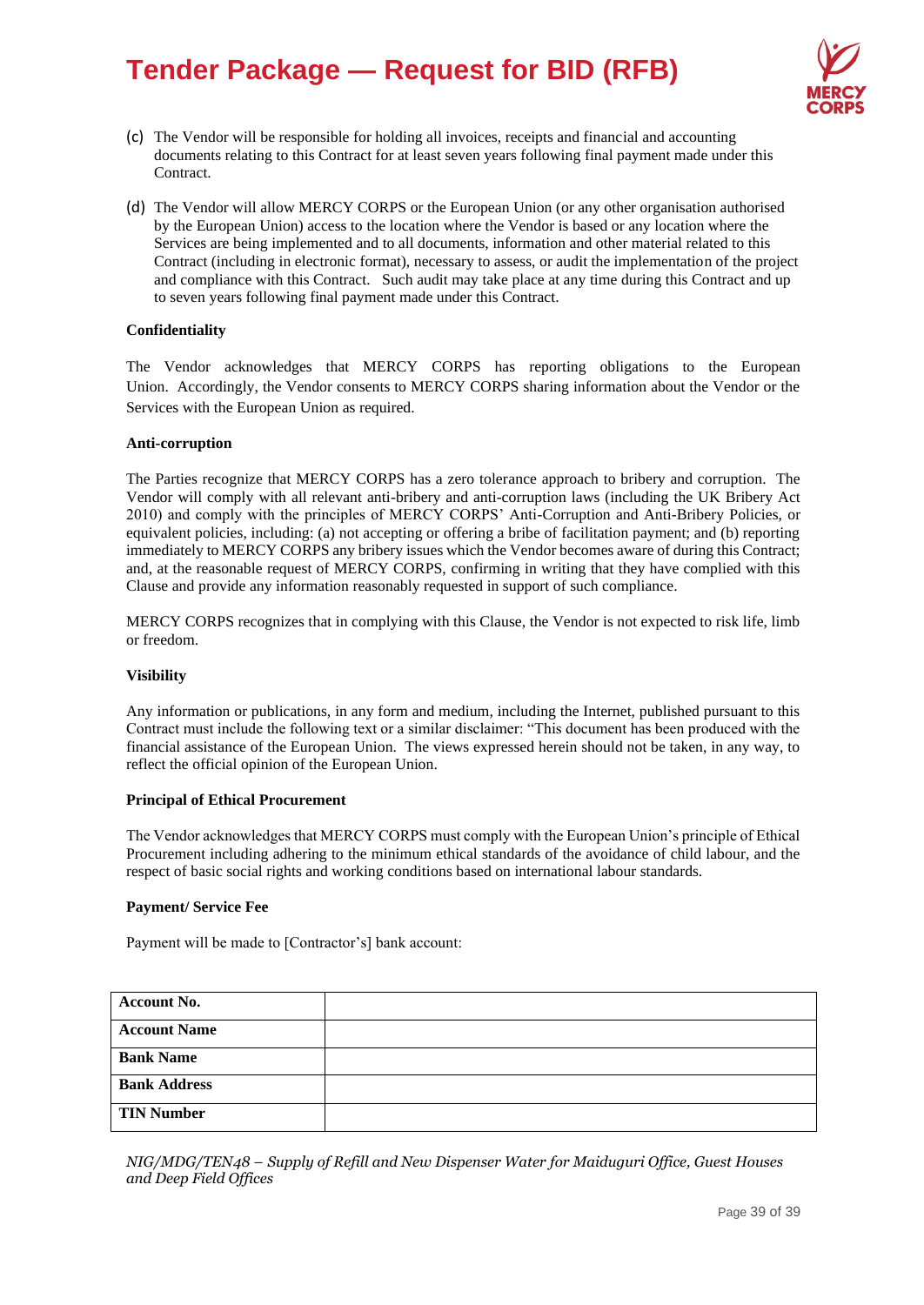(c) The Vendor will be responsible for holding all invoices, receipts and financial and accounting documents relating to this Contract for at least seven years following final payment made under this Contract.

(d) The Vendor will allow MERCY CORPS or the European Union (or any other organisation authorised by the European Union) access to the location where the Vendor is based or any location where the Services are being implemented and to all documents, information and other material related to this Contract (including in electronic format), necessary to assess, or audit the implementation of the project and compliance with this Contract. Such audit may take place at any time during this Contract and up to seven years following final payment made under this Contract.

**Confidentiality**

The Vendor acknowledges that MERCY CORPS has reporting obligations to the European Union. Accordingly, the Vendor consents to MERCY CORPS sharing information about the Vendor or the Services with the European Union as required.

**Anti-corruption**

The Parties recognize that MERCY CORPS has a zero tolerance approach to bribery and corruption. The Vendor will comply with all relevant anti-bribery and anti-corruption laws (including the UK Bribery Act 2010) and comply with the principles of MERCY CORPS' Anti-Corruption and Anti-Bribery Policies, or equivalent policies, including: (a) not accepting or offering a bribe of facilitation payment; and (b) reporting immediately to MERCY CORPS any bribery issues which the Vendor becomes aware of during this Contract; and, at the reasonable request of MERCY CORPS, confirming in writing that they have complied with this Clause and provide any information reasonably requested in support of such compliance.

MERCY CORPS recognizes that in complying with this Clause, the Vendor is not expected to risk life, limb or freedom.

**Visibility**

Any information or publications, in any form and medium, including the Internet, published pursuant to this Contract must include the following text or a similar disclaimer: "This document has been produced with the financial assistance of the European Union. The views expressed herein should not be taken, in any way, to reflect the official opinion of the European Union.

**Principal of Ethical Procurement**

The Vendor acknowledges that MERCY CORPS must comply with the European Union's principle of Ethical Procurement including adhering to the minimum ethical standards of the avoidance of child labour, and the respect of basic social rights and working conditions based on international labour standards.

**Payment/ Service Fee**

Payment will be made to [Contractor's] bank account:

| **Account No.** | |
|---|---|
| **Account Name** | |
| **Bank Name** | |
| **Bank Address** | |
| **TIN Number** | |

*NIG/MDG/TEN48 – Supply of Refill and New Dispenser Water for Maiduguri Office, Guest Houses and Deep Field Offices*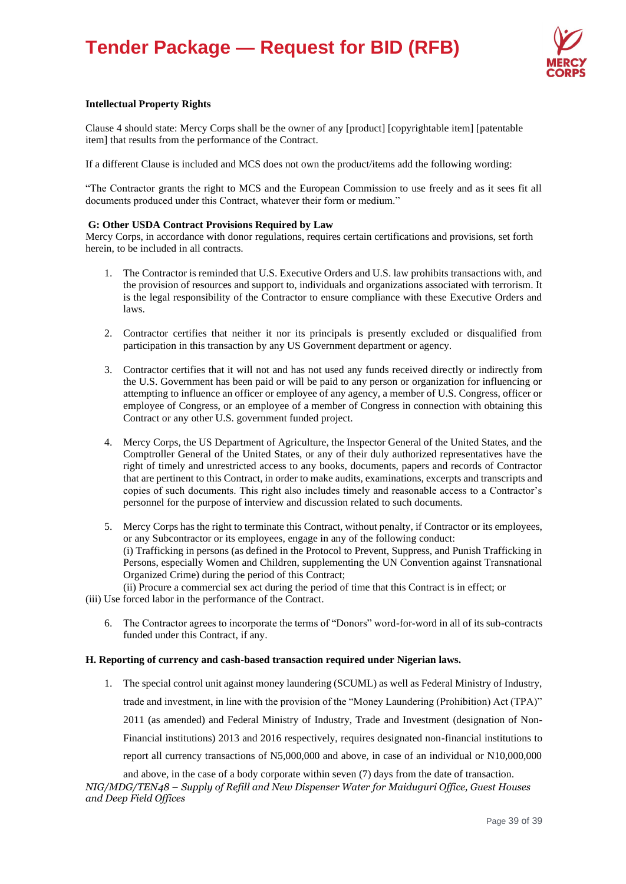**Intellectual Property Rights**

Clause 4 should state: Mercy Corps shall be the owner of any [product] [copyrightable item] [patentable item] that results from the performance of the Contract.

If a different Clause is included and MCS does not own the product/items add the following wording:

"The Contractor grants the right to MCS and the European Commission to use freely and as it sees fit all documents produced under this Contract, whatever their form or medium."

**G: Other USDA Contract Provisions Required by Law**

Mercy Corps, in accordance with donor regulations, requires certain certifications and provisions, set forth herein, to be included in all contracts.

1. The Contractor is reminded that U.S. Executive Orders and U.S. law prohibits transactions with, and the provision of resources and support to, individuals and organizations associated with terrorism. It is the legal responsibility of the Contractor to ensure compliance with these Executive Orders and laws.

2. Contractor certifies that neither it nor its principals is presently excluded or disqualified from participation in this transaction by any US Government department or agency.

3. Contractor certifies that it will not and has not used any funds received directly or indirectly from the U.S. Government has been paid or will be paid to any person or organization for influencing or attempting to influence an officer or employee of any agency, a member of U.S. Congress, officer or employee of Congress, or an employee of a member of Congress in connection with obtaining this Contract or any other U.S. government funded project.

4. Mercy Corps, the US Department of Agriculture, the Inspector General of the United States, and the Comptroller General of the United States, or any of their duly authorized representatives have the right of timely and unrestricted access to any books, documents, papers and records of Contractor that are pertinent to this Contract, in order to make audits, examinations, excerpts and transcripts and copies of such documents. This right also includes timely and reasonable access to a Contractor's personnel for the purpose of interview and discussion related to such documents.

5. Mercy Corps has the right to terminate this Contract, without penalty, if Contractor or its employees, or any Subcontractor or its employees, engage in any of the following conduct:
   (i) Trafficking in persons (as defined in the Protocol to Prevent, Suppress, and Punish Trafficking in Persons, especially Women and Children, supplementing the UN Convention against Transnational Organized Crime) during the period of this Contract;
   (ii) Procure a commercial sex act during the period of time that this Contract is in effect; or
   (iii) Use forced labor in the performance of the Contract.

6. The Contractor agrees to incorporate the terms of "Donors" word-for-word in all of its sub-contracts funded under this Contract, if any.

**H. Reporting of currency and cash-based transaction required under Nigerian laws.**

1. The special control unit against money laundering (SCUML) as well as Federal Ministry of Industry, trade and investment, in line with the provision of the "Money Laundering (Prohibition) Act (TPA)" 2011 (as amended) and Federal Ministry of Industry, Trade and Investment (designation of Non-Financial institutions) 2013 and 2016 respectively, requires designated non-financial institutions to report all currency transactions of N5,000,000 and above, in case of an individual or N10,000,000 and above, in the case of a body corporate within seven (7) days from the date of transaction.

*NIG/MDG/TEN48 – Supply of Refill and New Dispenser Water for Maiduguri Office, Guest Houses and Deep Field Offices*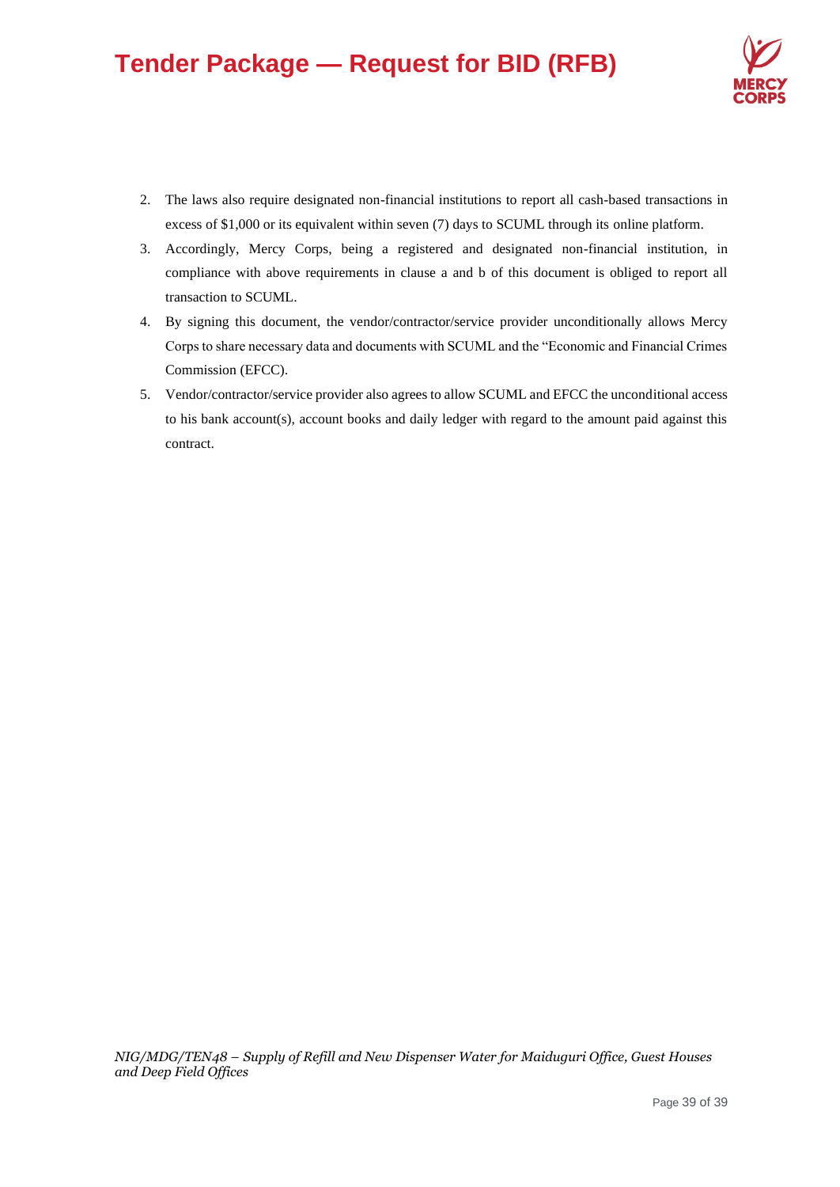2. The laws also require designated non-financial institutions to report all cash-based transactions in excess of $1,000 or its equivalent within seven (7) days to SCUML through its online platform.
3. Accordingly, Mercy Corps, being a registered and designated non-financial institution, in compliance with above requirements in clause a and b of this document is obliged to report all transaction to SCUML.
4. By signing this document, the vendor/contractor/service provider unconditionally allows Mercy Corps to share necessary data and documents with SCUML and the "Economic and Financial Crimes Commission (EFCC).
5. Vendor/contractor/service provider also agrees to allow SCUML and EFCC the unconditional access to his bank account(s), account books and daily ledger with regard to the amount paid against this contract.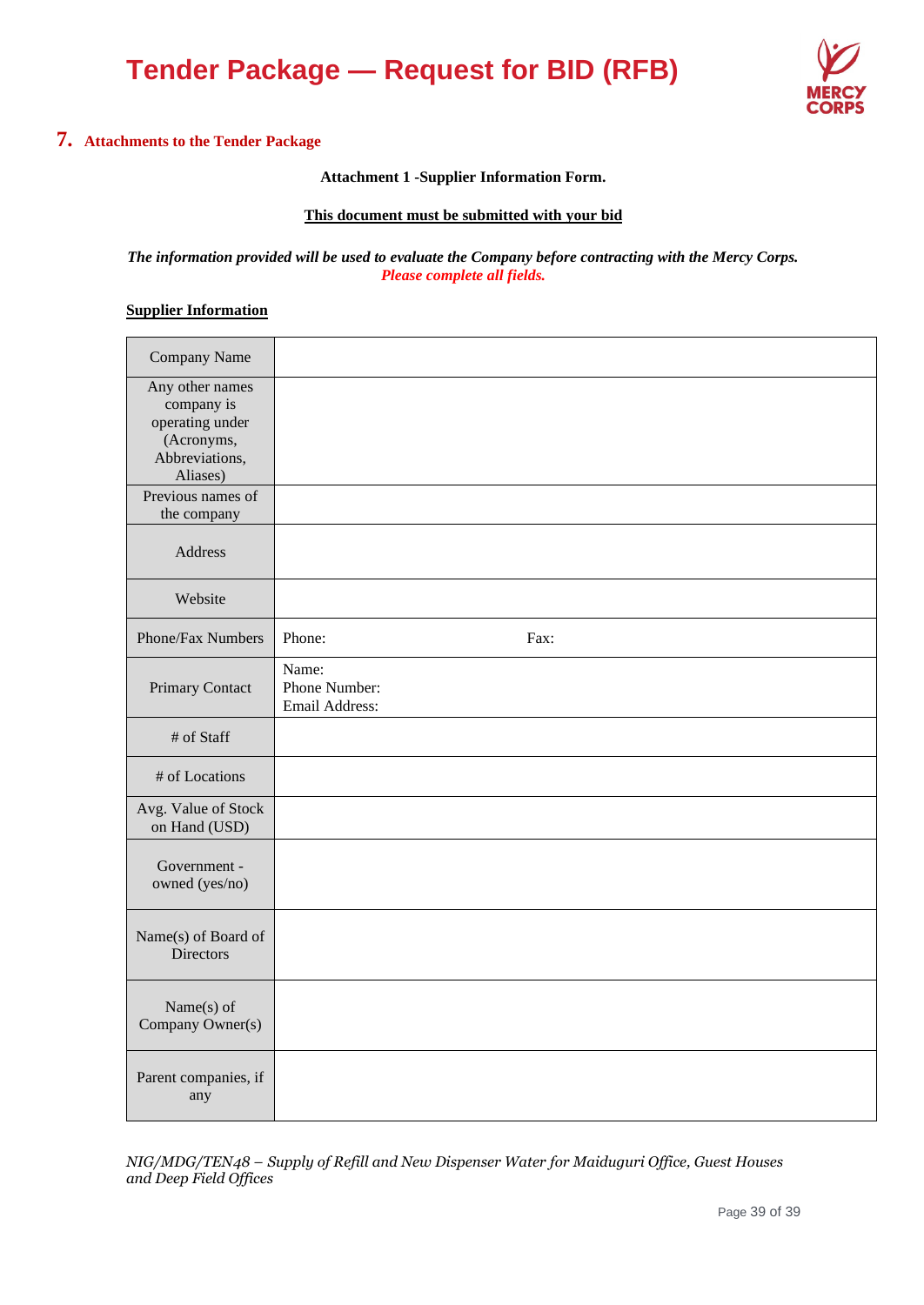## 7. Attachments to the Tender Package

**Attachment 1 -Supplier Information Form.**

**<u>This document must be submitted with your bid</u>**

***The information provided will be used to evaluate the Company before contracting with the Mercy Corps.***
***Please complete all fields.***

**<u>Supplier Information</u>**

| | |
|---|---|
| Company Name | |
| Any other names company is operating under (Acronyms, Abbreviations, Aliases) | |
| Previous names of the company | |
| Address | |
| Website | |
| Phone/Fax Numbers | Phone: Fax: |
| Primary Contact | Name:<br>Phone Number:<br>Email Address: |
| # of Staff | |
| # of Locations | |
| Avg. Value of Stock on Hand (USD) | |
| Government - owned (yes/no) | |
| Name(s) of Board of Directors | |
| Name(s) of Company Owner(s) | |
| Parent companies, if any | |

*NIG/MDG/TEN48 – Supply of Refill and New Dispenser Water for Maiduguri Office, Guest Houses and Deep Field Offices*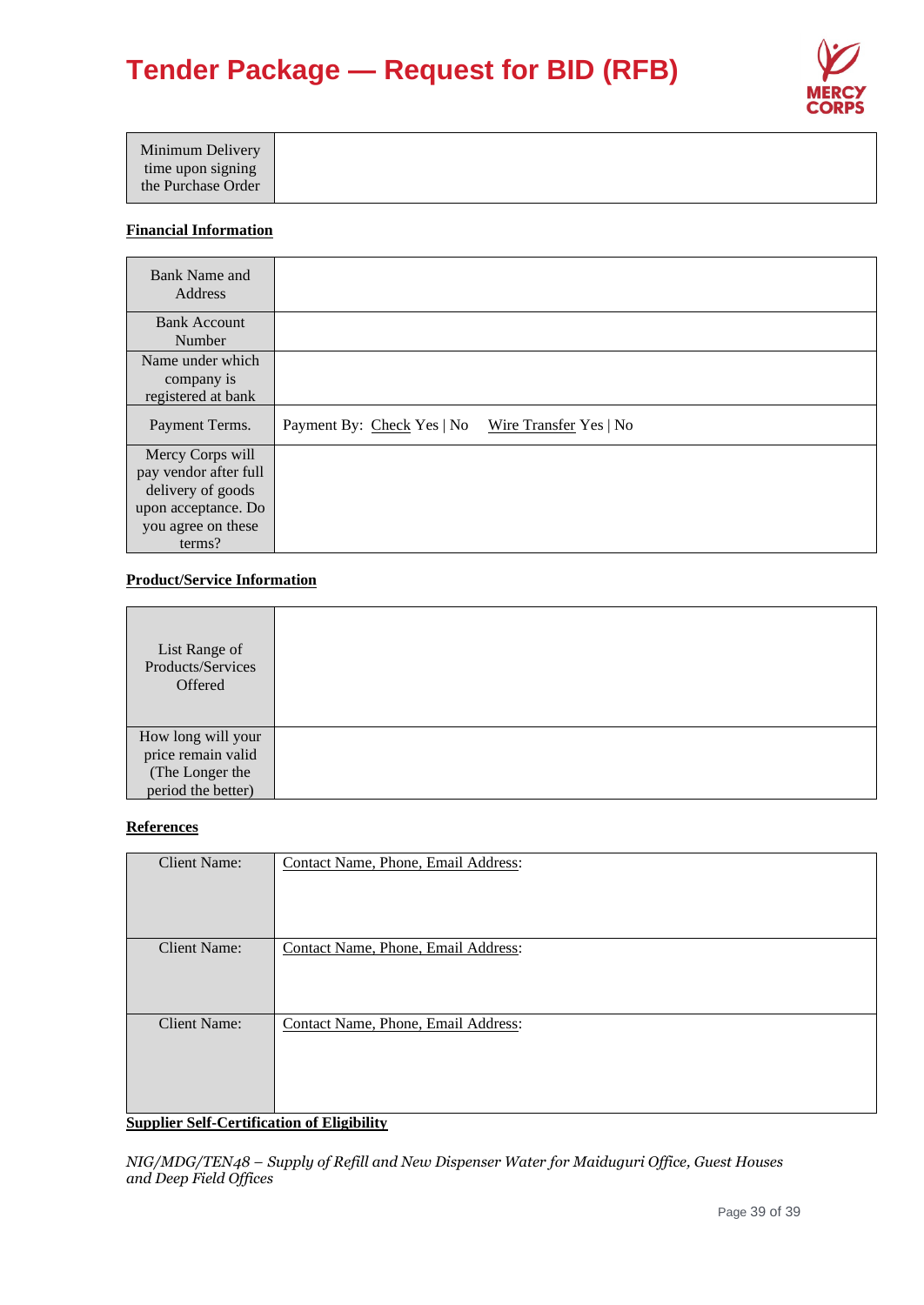| Minimum Delivery time upon signing the Purchase Order | |
|---|---|

**Financial Information**

| Bank Name and Address | |
|---|---|
| Bank Account Number | |
| Name under which company is registered at bank | |
| Payment Terms. | Payment By: Check Yes \| No    Wire Transfer Yes \| No |
| Mercy Corps will pay vendor after full delivery of goods upon acceptance. Do you agree on these terms? | |

**Product/Service Information**

| List Range of Products/Services Offered | |
|---|---|
| How long will your price remain valid (The Longer the period the better) | |

**References**

| Client Name: | Contact Name, Phone, Email Address: |
|---|---|
| Client Name: | Contact Name, Phone, Email Address: |
| Client Name: | Contact Name, Phone, Email Address: |

**Supplier Self-Certification of Eligibility**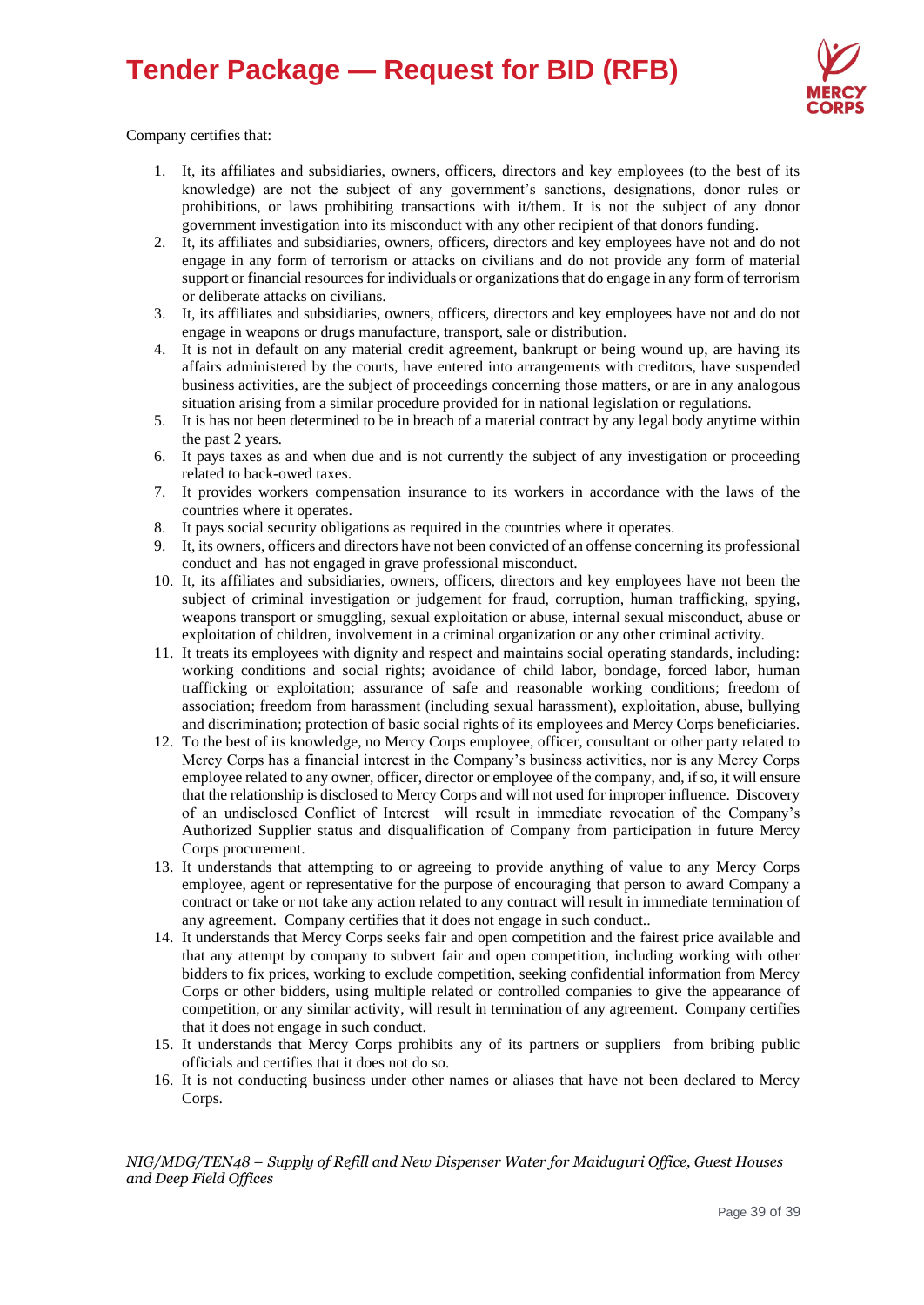Company certifies that:

1. It, its affiliates and subsidiaries, owners, officers, directors and key employees (to the best of its knowledge) are not the subject of any government's sanctions, designations, donor rules or prohibitions, or laws prohibiting transactions with it/them. It is not the subject of any donor government investigation into its misconduct with any other recipient of that donors funding.
2. It, its affiliates and subsidiaries, owners, officers, directors and key employees have not and do not engage in any form of terrorism or attacks on civilians and do not provide any form of material support or financial resources for individuals or organizations that do engage in any form of terrorism or deliberate attacks on civilians.
3. It, its affiliates and subsidiaries, owners, officers, directors and key employees have not and do not engage in weapons or drugs manufacture, transport, sale or distribution.
4. It is not in default on any material credit agreement, bankrupt or being wound up, are having its affairs administered by the courts, have entered into arrangements with creditors, have suspended business activities, are the subject of proceedings concerning those matters, or are in any analogous situation arising from a similar procedure provided for in national legislation or regulations.
5. It is has not been determined to be in breach of a material contract by any legal body anytime within the past 2 years.
6. It pays taxes as and when due and is not currently the subject of any investigation or proceeding related to back-owed taxes.
7. It provides workers compensation insurance to its workers in accordance with the laws of the countries where it operates.
8. It pays social security obligations as required in the countries where it operates.
9. It, its owners, officers and directors have not been convicted of an offense concerning its professional conduct and has not engaged in grave professional misconduct.
10. It, its affiliates and subsidiaries, owners, officers, directors and key employees have not been the subject of criminal investigation or judgement for fraud, corruption, human trafficking, spying, weapons transport or smuggling, sexual exploitation or abuse, internal sexual misconduct, abuse or exploitation of children, involvement in a criminal organization or any other criminal activity.
11. It treats its employees with dignity and respect and maintains social operating standards, including: working conditions and social rights; avoidance of child labor, bondage, forced labor, human trafficking or exploitation; assurance of safe and reasonable working conditions; freedom of association; freedom from harassment (including sexual harassment), exploitation, abuse, bullying and discrimination; protection of basic social rights of its employees and Mercy Corps beneficiaries.
12. To the best of its knowledge, no Mercy Corps employee, officer, consultant or other party related to Mercy Corps has a financial interest in the Company's business activities, nor is any Mercy Corps employee related to any owner, officer, director or employee of the company, and, if so, it will ensure that the relationship is disclosed to Mercy Corps and will not used for improper influence. Discovery of an undisclosed Conflict of Interest will result in immediate revocation of the Company's Authorized Supplier status and disqualification of Company from participation in future Mercy Corps procurement.
13. It understands that attempting to or agreeing to provide anything of value to any Mercy Corps employee, agent or representative for the purpose of encouraging that person to award Company a contract or take or not take any action related to any contract will result in immediate termination of any agreement. Company certifies that it does not engage in such conduct..
14. It understands that Mercy Corps seeks fair and open competition and the fairest price available and that any attempt by company to subvert fair and open competition, including working with other bidders to fix prices, working to exclude competition, seeking confidential information from Mercy Corps or other bidders, using multiple related or controlled companies to give the appearance of competition, or any similar activity, will result in termination of any agreement. Company certifies that it does not engage in such conduct.
15. It understands that Mercy Corps prohibits any of its partners or suppliers from bribing public officials and certifies that it does not do so.
16. It is not conducting business under other names or aliases that have not been declared to Mercy Corps.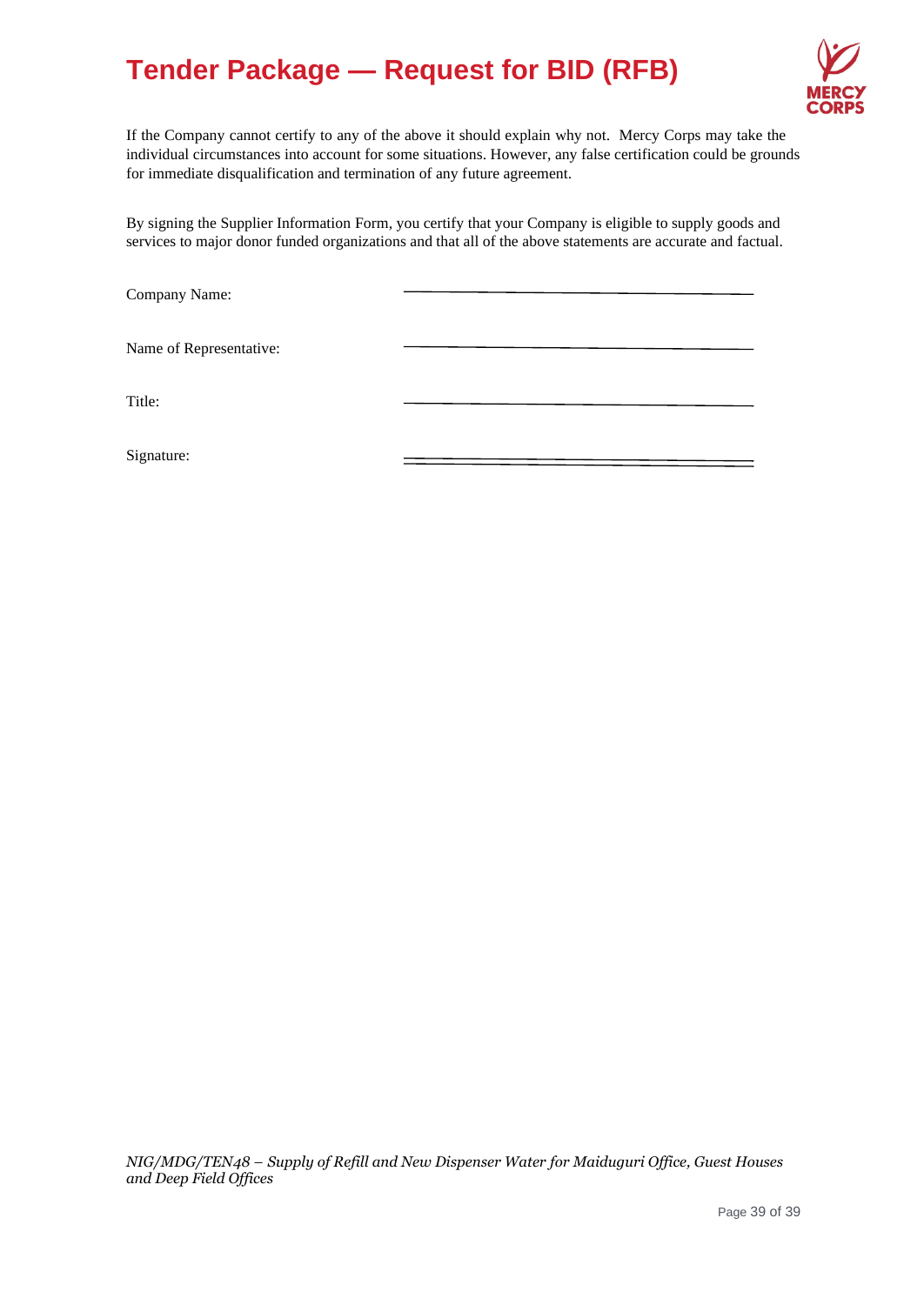If the Company cannot certify to any of the above it should explain why not. Mercy Corps may take the individual circumstances into account for some situations. However, any false certification could be grounds for immediate disqualification and termination of any future agreement.

By signing the Supplier Information Form, you certify that your Company is eligible to supply goods and services to major donor funded organizations and that all of the above statements are accurate and factual.

Company Name: ______________________________

Name of Representative: ______________________________

Title: ______________________________

Signature: ______________________________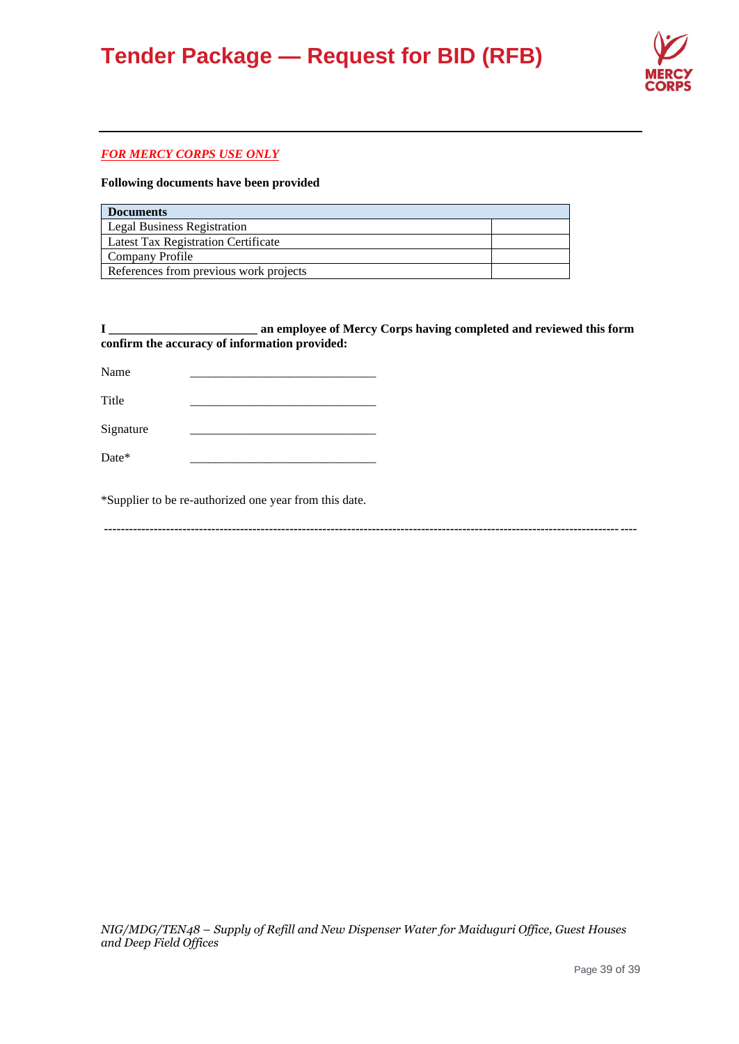***FOR MERCY CORPS USE ONLY***

**Following documents have been provided**

| Documents | |
|---|---|
| Legal Business Registration | |
| Latest Tax Registration Certificate | |
| Company Profile | |
| References from previous work projects | |

**I _______________________ an employee of Mercy Corps having completed and reviewed this form confirm the accuracy of information provided:**

Name _____________________________

Title _____________________________

Signature _____________________________

Date* _____________________________

*Supplier to be re-authorized one year from this date.

--------------------------------------------------------------------------------------------------------------------------------

*NIG/MDG/TEN48 – Supply of Refill and New Dispenser Water for Maiduguri Office, Guest Houses and Deep Field Offices*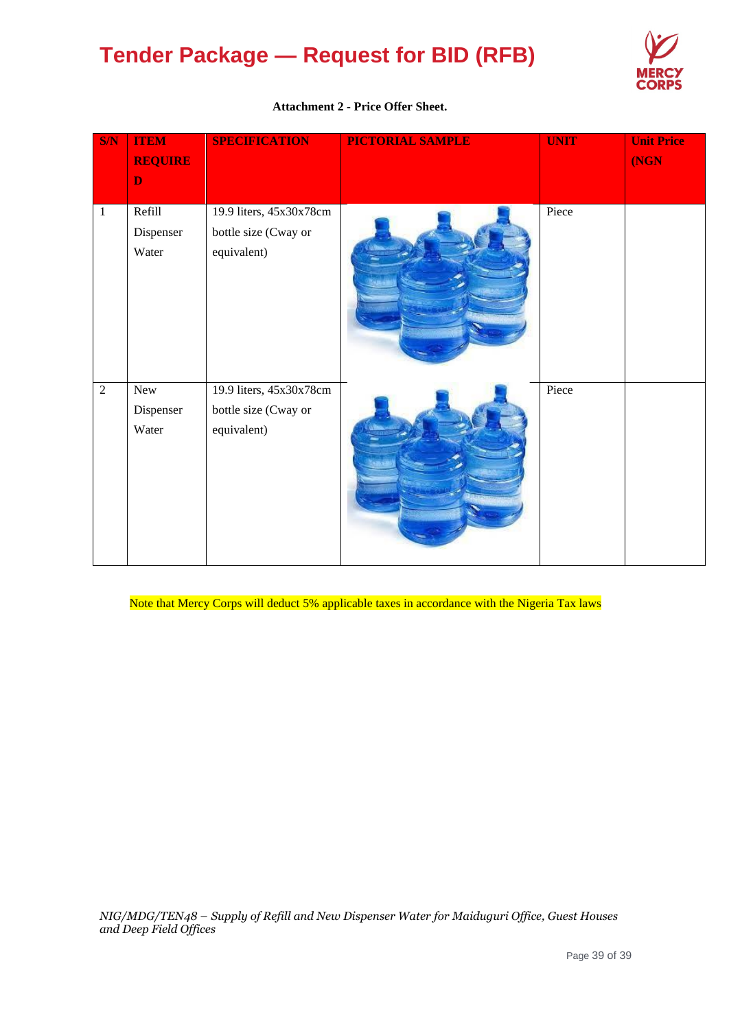# Tender Package — Request for BID (RFB)

**Attachment 2 - Price Offer Sheet.**

| S/N | ITEM REQUIRED | SPECIFICATION | PICTORIAL SAMPLE | UNIT | Unit Price (NGN |
|---|---|---|---|---|---|
| 1 | Refill Dispenser Water | 19.9 liters, 45x30x78cm bottle size (Cway or equivalent) | | Piece | |
| 2 | New Dispenser Water | 19.9 liters, 45x30x78cm bottle size (Cway or equivalent) | | Piece | |

Note that Mercy Corps will deduct 5% applicable taxes in accordance with the Nigeria Tax laws

*NIG/MDG/TEN48 – Supply of Refill and New Dispenser Water for Maiduguri Office, Guest Houses and Deep Field Offices*